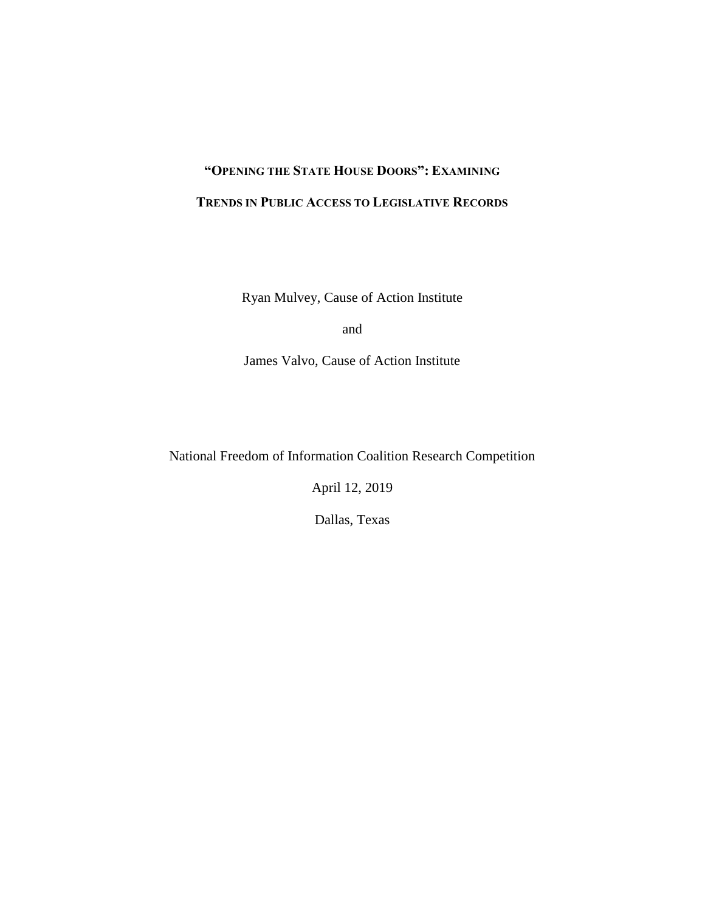# "Opening the State House Doors": Examining Trends in Public Access to Legislative Records

Ryan Mulvey, Cause of Action Institute

and

James Valvo, Cause of Action Institute

National Freedom of Information Coalition Research Competition

April 12, 2019

Dallas, Texas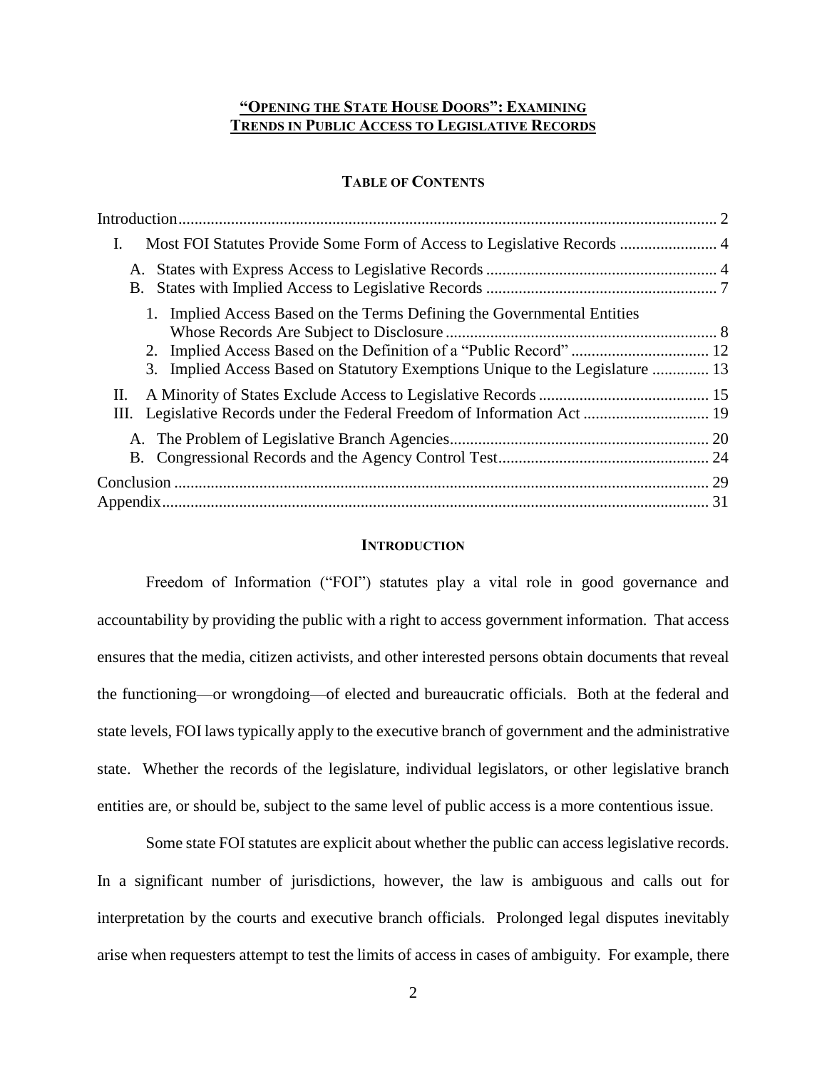# "OPENING THE STATE HOUSE DOORS": EXAMINING TRENDS IN PUBLIC ACCESS TO LEGISLATIVE RECORDS

## TABLE OF CONTENTS

Introduction .................................................................................................................... 2

I. Most FOI Statutes Provide Some Form of Access to Legislative Records ........................ 4

   A. States with Express Access to Legislative Records ......................................................... 4

   B. States with Implied Access to Legislative Records ......................................................... 7

      1. Implied Access Based on the Terms Defining the Governmental Entities Whose Records Are Subject to Disclosure .................................................................. 8

      2. Implied Access Based on the Definition of a "Public Record" .................................. 12

      3. Implied Access Based on Statutory Exemptions Unique to the Legislature .............. 13

II. A Minority of States Exclude Access to Legislative Records .......................................... 15

III. Legislative Records under the Federal Freedom of Information Act ............................... 19

   A. The Problem of Legislative Branch Agencies................................................................ 20

   B. Congressional Records and the Agency Control Test.................................................... 24

Conclusion ..................................................................................................................... 29

Appendix........................................................................................................................ 31

## INTRODUCTION

Freedom of Information ("FOI") statutes play a vital role in good governance and accountability by providing the public with a right to access government information. That access ensures that the media, citizen activists, and other interested persons obtain documents that reveal the functioning—or wrongdoing—of elected and bureaucratic officials. Both at the federal and state levels, FOI laws typically apply to the executive branch of government and the administrative state. Whether the records of the legislature, individual legislators, or other legislative branch entities are, or should be, subject to the same level of public access is a more contentious issue.

Some state FOI statutes are explicit about whether the public can access legislative records. In a significant number of jurisdictions, however, the law is ambiguous and calls out for interpretation by the courts and executive branch officials. Prolonged legal disputes inevitably arise when requesters attempt to test the limits of access in cases of ambiguity. For example, there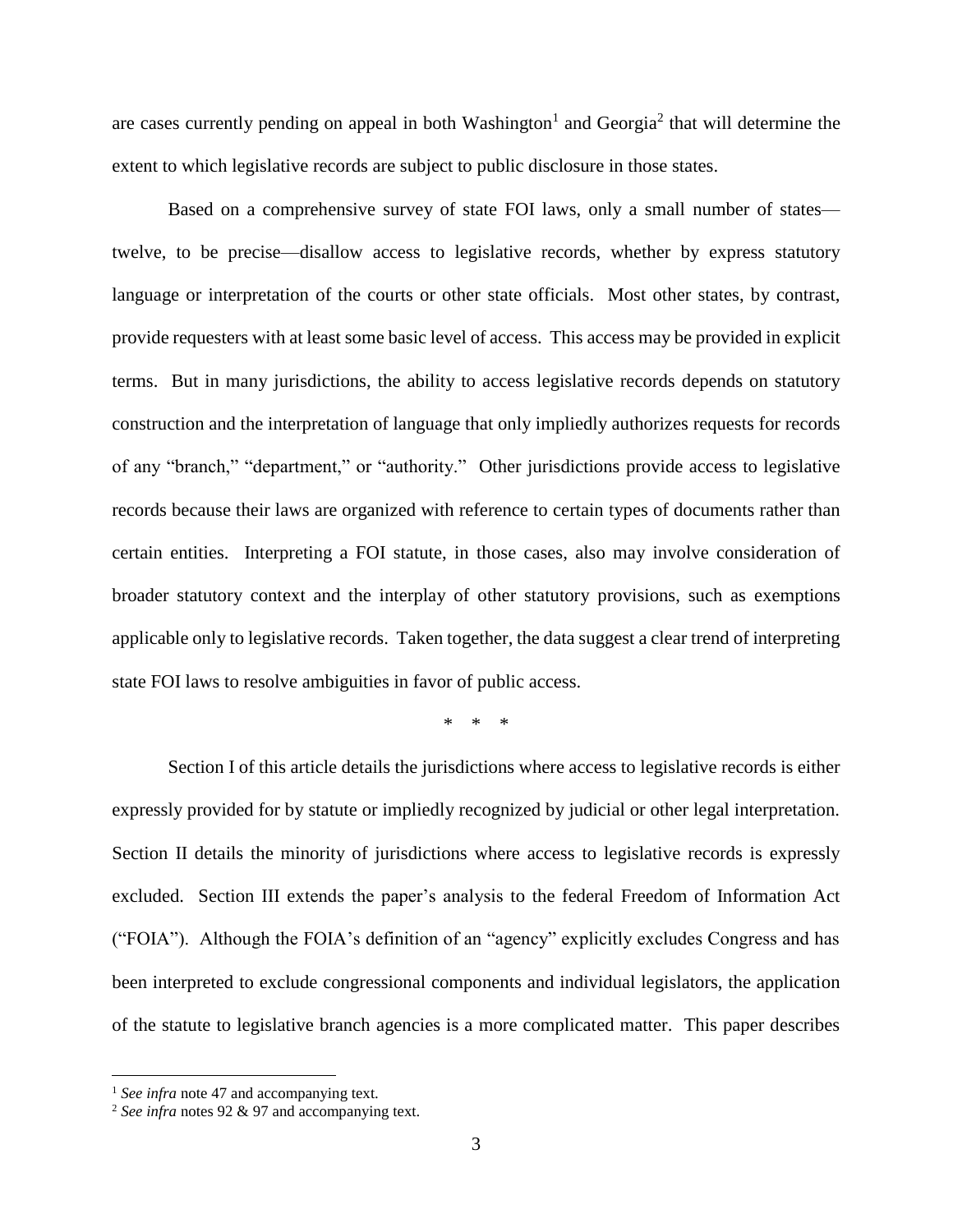are cases currently pending on appeal in both Washington[1] and Georgia[2] that will determine the extent to which legislative records are subject to public disclosure in those states.

Based on a comprehensive survey of state FOI laws, only a small number of states—twelve, to be precise—disallow access to legislative records, whether by express statutory language or interpretation of the courts or other state officials. Most other states, by contrast, provide requesters with at least some basic level of access. This access may be provided in explicit terms. But in many jurisdictions, the ability to access legislative records depends on statutory construction and the interpretation of language that only impliedly authorizes requests for records of any "branch," "department," or "authority." Other jurisdictions provide access to legislative records because their laws are organized with reference to certain types of documents rather than certain entities. Interpreting a FOI statute, in those cases, also may involve consideration of broader statutory context and the interplay of other statutory provisions, such as exemptions applicable only to legislative records. Taken together, the data suggest a clear trend of interpreting state FOI laws to resolve ambiguities in favor of public access.

\* \* \*

Section I of this article details the jurisdictions where access to legislative records is either expressly provided for by statute or impliedly recognized by judicial or other legal interpretation. Section II details the minority of jurisdictions where access to legislative records is expressly excluded. Section III extends the paper's analysis to the federal Freedom of Information Act ("FOIA"). Although the FOIA's definition of an "agency" explicitly excludes Congress and has been interpreted to exclude congressional components and individual legislators, the application of the statute to legislative branch agencies is a more complicated matter. This paper describes

---

[1] *See infra* note 47 and accompanying text.

[2] *See infra* notes 92 & 97 and accompanying text.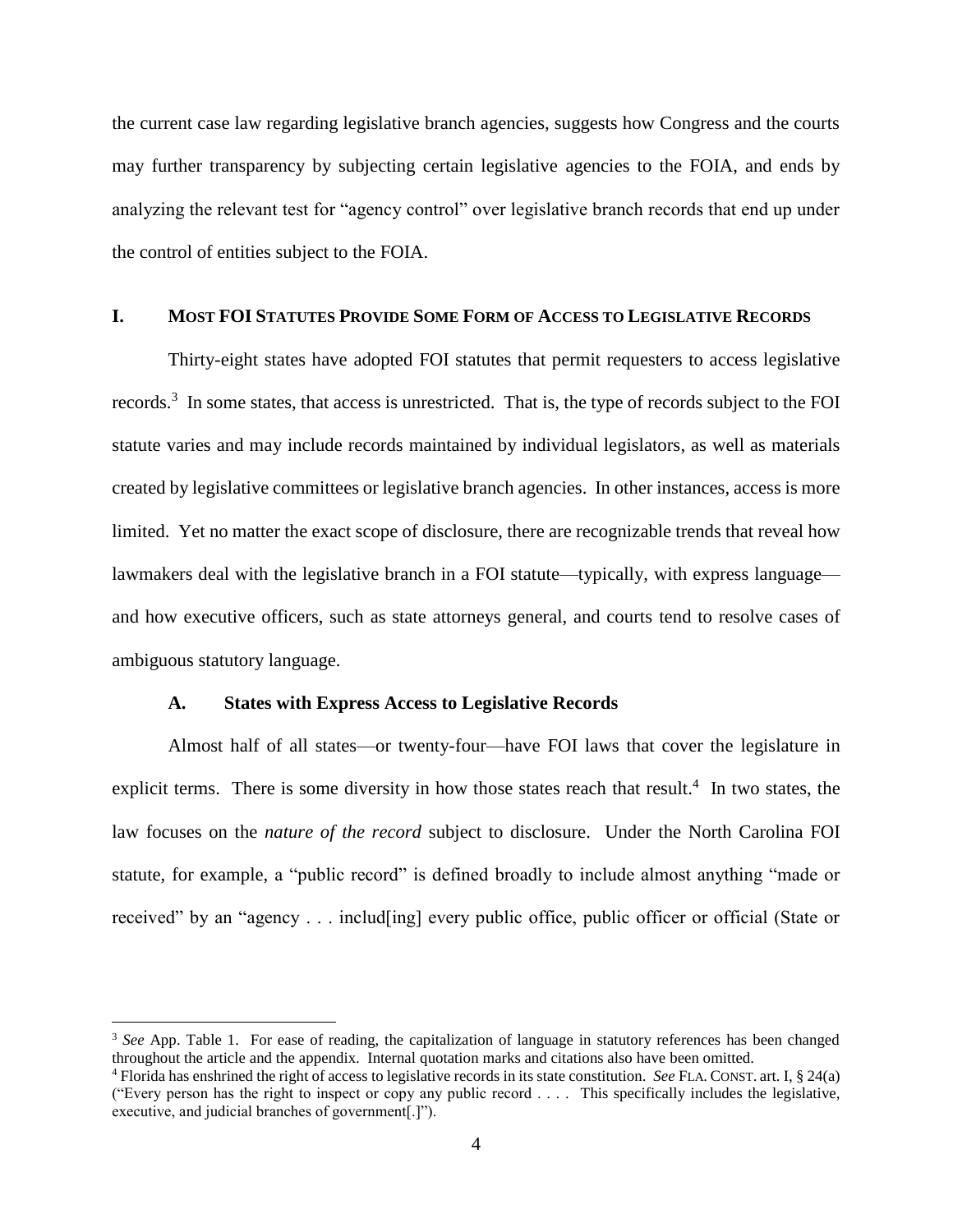the current case law regarding legislative branch agencies, suggests how Congress and the courts may further transparency by subjecting certain legislative agencies to the FOIA, and ends by analyzing the relevant test for "agency control" over legislative branch records that end up under the control of entities subject to the FOIA.

## I. MOST FOI STATUTES PROVIDE SOME FORM OF ACCESS TO LEGISLATIVE RECORDS

Thirty-eight states have adopted FOI statutes that permit requesters to access legislative records.[3] In some states, that access is unrestricted. That is, the type of records subject to the FOI statute varies and may include records maintained by individual legislators, as well as materials created by legislative committees or legislative branch agencies. In other instances, access is more limited. Yet no matter the exact scope of disclosure, there are recognizable trends that reveal how lawmakers deal with the legislative branch in a FOI statute—typically, with express language—and how executive officers, such as state attorneys general, and courts tend to resolve cases of ambiguous statutory language.

### A. States with Express Access to Legislative Records

Almost half of all states—or twenty-four—have FOI laws that cover the legislature in explicit terms. There is some diversity in how those states reach that result.[4] In two states, the law focuses on the *nature of the record* subject to disclosure. Under the North Carolina FOI statute, for example, a "public record" is defined broadly to include almost anything "made or received" by an "agency . . . includ[ing] every public office, public officer or official (State or

[3] *See* App. Table 1. For ease of reading, the capitalization of language in statutory references has been changed throughout the article and the appendix. Internal quotation marks and citations also have been omitted.

[4] Florida has enshrined the right of access to legislative records in its state constitution. *See* FLA. CONST. art. I, § 24(a) ("Every person has the right to inspect or copy any public record . . . . This specifically includes the legislative, executive, and judicial branches of government[.]").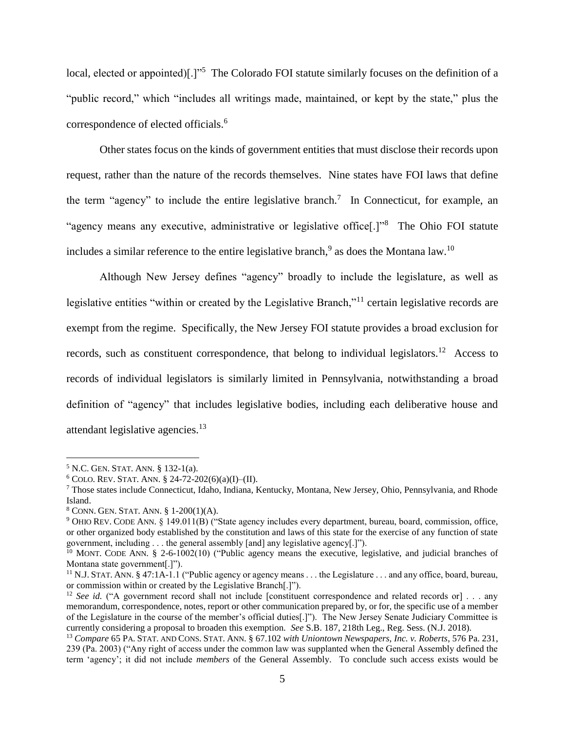local, elected or appointed)[.]"[5] The Colorado FOI statute similarly focuses on the definition of a "public record," which "includes all writings made, maintained, or kept by the state," plus the correspondence of elected officials.[6]

Other states focus on the kinds of government entities that must disclose their records upon request, rather than the nature of the records themselves. Nine states have FOI laws that define the term "agency" to include the entire legislative branch.[7] In Connecticut, for example, an "agency means any executive, administrative or legislative office[.]"[8] The Ohio FOI statute includes a similar reference to the entire legislative branch,[9] as does the Montana law.[10]

Although New Jersey defines "agency" broadly to include the legislature, as well as legislative entities "within or created by the Legislative Branch,"[11] certain legislative records are exempt from the regime. Specifically, the New Jersey FOI statute provides a broad exclusion for records, such as constituent correspondence, that belong to individual legislators.[12] Access to records of individual legislators is similarly limited in Pennsylvania, notwithstanding a broad definition of "agency" that includes legislative bodies, including each deliberative house and attendant legislative agencies.[13]

---

[5] N.C. GEN. STAT. ANN. § 132-1(a).

[6] COLO. REV. STAT. ANN. § 24-72-202(6)(a)(I)–(II).

[7] Those states include Connecticut, Idaho, Indiana, Kentucky, Montana, New Jersey, Ohio, Pennsylvania, and Rhode Island.

[8] CONN. GEN. STAT. ANN. § 1-200(1)(A).

[9] OHIO REV. CODE ANN. § 149.011(B) ("State agency includes every department, bureau, board, commission, office, or other organized body established by the constitution and laws of this state for the exercise of any function of state government, including . . . the general assembly [and] any legislative agency[.]").

[10] MONT. CODE ANN. § 2-6-1002(10) ("Public agency means the executive, legislative, and judicial branches of Montana state government[.]").

[11] N.J. STAT. ANN. § 47:1A-1.1 ("Public agency or agency means . . . the Legislature . . . and any office, board, bureau, or commission within or created by the Legislative Branch[.]").

[12] *See id.* ("A government record shall not include [constituent correspondence and related records or] . . . any memorandum, correspondence, notes, report or other communication prepared by, or for, the specific use of a member of the Legislature in the course of the member's official duties[.]"). The New Jersey Senate Judiciary Committee is currently considering a proposal to broaden this exemption. *See* S.B. 187, 218th Leg., Reg. Sess. (N.J. 2018).

[13] *Compare* 65 PA. STAT. AND CONS. STAT. ANN. § 67.102 *with Uniontown Newspapers, Inc. v. Roberts*, 576 Pa. 231, 239 (Pa. 2003) ("Any right of access under the common law was supplanted when the General Assembly defined the term 'agency'; it did not include *members* of the General Assembly. To conclude such access exists would be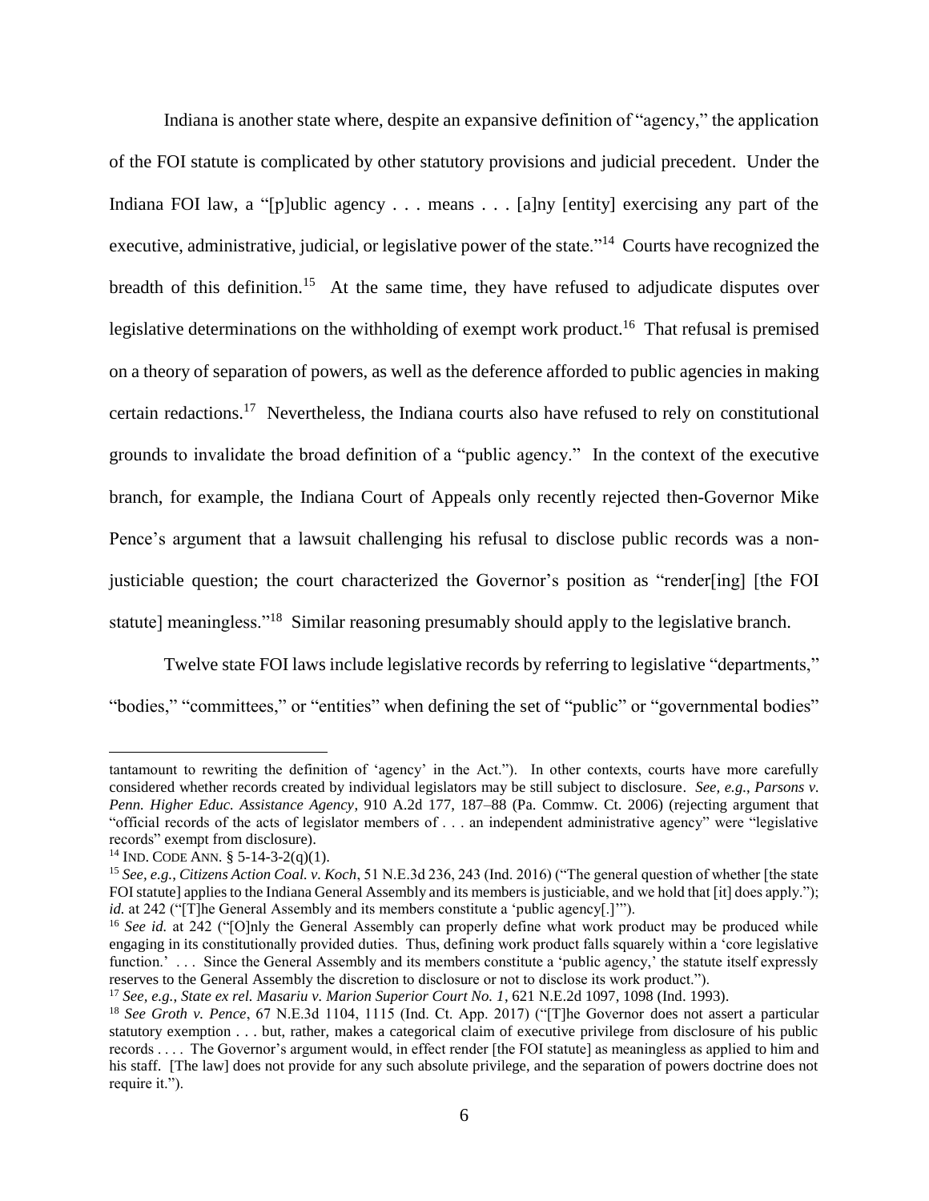Indiana is another state where, despite an expansive definition of "agency," the application of the FOI statute is complicated by other statutory provisions and judicial precedent. Under the Indiana FOI law, a "[p]ublic agency . . . means . . . [a]ny [entity] exercising any part of the executive, administrative, judicial, or legislative power of the state."[14] Courts have recognized the breadth of this definition.[15] At the same time, they have refused to adjudicate disputes over legislative determinations on the withholding of exempt work product.[16] That refusal is premised on a theory of separation of powers, as well as the deference afforded to public agencies in making certain redactions.[17] Nevertheless, the Indiana courts also have refused to rely on constitutional grounds to invalidate the broad definition of a "public agency." In the context of the executive branch, for example, the Indiana Court of Appeals only recently rejected then-Governor Mike Pence's argument that a lawsuit challenging his refusal to disclose public records was a non-justiciable question; the court characterized the Governor's position as "render[ing] [the FOI statute] meaningless."[18] Similar reasoning presumably should apply to the legislative branch.

Twelve state FOI laws include legislative records by referring to legislative "departments," "bodies," "committees," or "entities" when defining the set of "public" or "governmental bodies"

---

tantamount to rewriting the definition of 'agency' in the Act."). In other contexts, courts have more carefully considered whether records created by individual legislators may be still subject to disclosure. *See, e.g.*, *Parsons v. Penn. Higher Educ. Assistance Agency*, 910 A.2d 177, 187–88 (Pa. Commw. Ct. 2006) (rejecting argument that "official records of the acts of legislator members of . . . an independent administrative agency" were "legislative records" exempt from disclosure).

[14] IND. CODE ANN. § 5-14-3-2(q)(1).

[15] *See, e.g.*, *Citizens Action Coal. v. Koch*, 51 N.E.3d 236, 243 (Ind. 2016) ("The general question of whether [the state FOI statute] applies to the Indiana General Assembly and its members is justiciable, and we hold that [it] does apply."); *id.* at 242 ("[T]he General Assembly and its members constitute a 'public agency[.]'").

[16] *See id.* at 242 ("[O]nly the General Assembly can properly define what work product may be produced while engaging in its constitutionally provided duties. Thus, defining work product falls squarely within a 'core legislative function.' . . . Since the General Assembly and its members constitute a 'public agency,' the statute itself expressly reserves to the General Assembly the discretion to disclosure or not to disclose its work product.").

[17] *See, e.g.*, *State ex rel. Masariu v. Marion Superior Court No. 1*, 621 N.E.2d 1097, 1098 (Ind. 1993).

[18] *See Groth v. Pence*, 67 N.E.3d 1104, 1115 (Ind. Ct. App. 2017) ("[T]he Governor does not assert a particular statutory exemption . . . but, rather, makes a categorical claim of executive privilege from disclosure of his public records . . . . The Governor's argument would, in effect render [the FOI statute] as meaningless as applied to him and his staff. [The law] does not provide for any such absolute privilege, and the separation of powers doctrine does not require it.").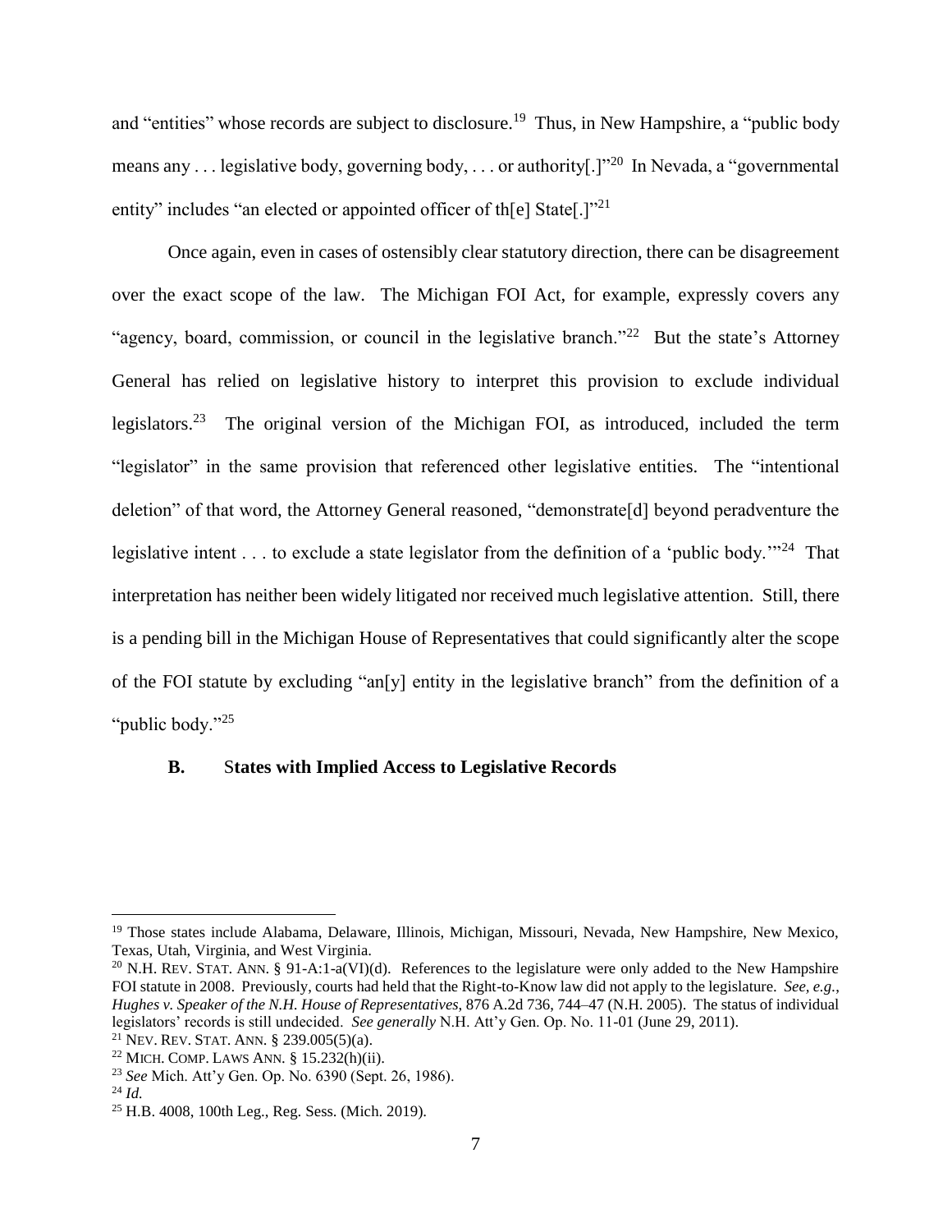and "entities" whose records are subject to disclosure.[19] Thus, in New Hampshire, a "public body means any . . . legislative body, governing body, . . . or authority[.]"[20] In Nevada, a "governmental entity" includes "an elected or appointed officer of th[e] State[.]"[21]

Once again, even in cases of ostensibly clear statutory direction, there can be disagreement over the exact scope of the law. The Michigan FOI Act, for example, expressly covers any "agency, board, commission, or council in the legislative branch."[22] But the state's Attorney General has relied on legislative history to interpret this provision to exclude individual legislators.[23] The original version of the Michigan FOI, as introduced, included the term "legislator" in the same provision that referenced other legislative entities. The "intentional deletion" of that word, the Attorney General reasoned, "demonstrate[d] beyond peradventure the legislative intent . . . to exclude a state legislator from the definition of a 'public body.'"[24] That interpretation has neither been widely litigated nor received much legislative attention. Still, there is a pending bill in the Michigan House of Representatives that could significantly alter the scope of the FOI statute by excluding "an[y] entity in the legislative branch" from the definition of a "public body."[25]

## B. States with Implied Access to Legislative Records

---

[19] Those states include Alabama, Delaware, Illinois, Michigan, Missouri, Nevada, New Hampshire, New Mexico, Texas, Utah, Virginia, and West Virginia.

[20] N.H. REV. STAT. ANN. § 91-A:1-a(VI)(d). References to the legislature were only added to the New Hampshire FOI statute in 2008. Previously, courts had held that the Right-to-Know law did not apply to the legislature. *See, e.g.*, *Hughes v. Speaker of the N.H. House of Representatives*, 876 A.2d 736, 744–47 (N.H. 2005). The status of individual legislators' records is still undecided. *See generally* N.H. Att'y Gen. Op. No. 11-01 (June 29, 2011).

[21] NEV. REV. STAT. ANN. § 239.005(5)(a).

[22] MICH. COMP. LAWS ANN. § 15.232(h)(ii).

[23] *See* Mich. Att'y Gen. Op. No. 6390 (Sept. 26, 1986).

[24] *Id.*

[25] H.B. 4008, 100th Leg., Reg. Sess. (Mich. 2019).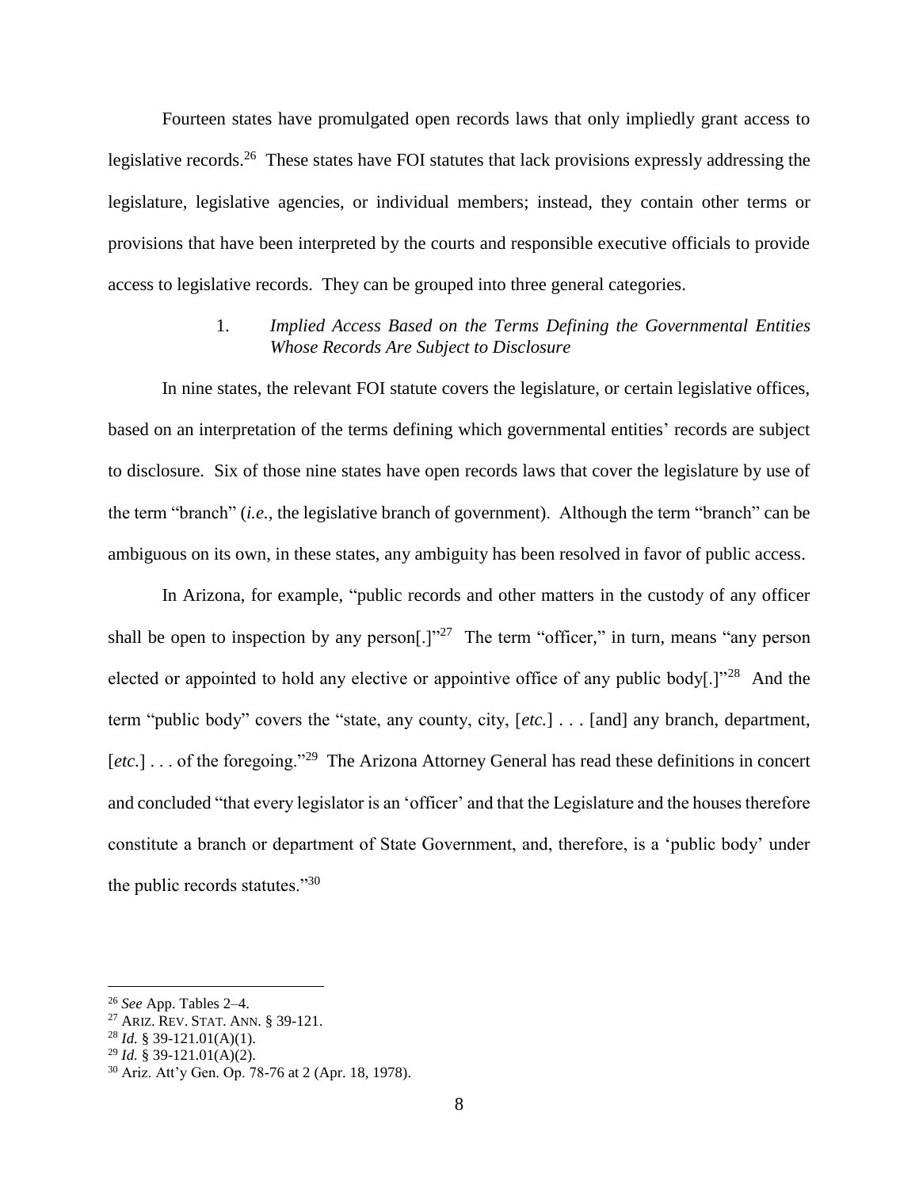Fourteen states have promulgated open records laws that only impliedly grant access to legislative records.[26] These states have FOI statutes that lack provisions expressly addressing the legislature, legislative agencies, or individual members; instead, they contain other terms or provisions that have been interpreted by the courts and responsible executive officials to provide access to legislative records. They can be grouped into three general categories.

### 1. *Implied Access Based on the Terms Defining the Governmental Entities Whose Records Are Subject to Disclosure*

In nine states, the relevant FOI statute covers the legislature, or certain legislative offices, based on an interpretation of the terms defining which governmental entities' records are subject to disclosure. Six of those nine states have open records laws that cover the legislature by use of the term "branch" (*i.e.*, the legislative branch of government). Although the term "branch" can be ambiguous on its own, in these states, any ambiguity has been resolved in favor of public access.

In Arizona, for example, "public records and other matters in the custody of any officer shall be open to inspection by any person[.]"[27] The term "officer," in turn, means "any person elected or appointed to hold any elective or appointive office of any public body[.]"[28] And the term "public body" covers the "state, any county, city, [*etc.*] . . . [and] any branch, department, [*etc.*] . . . of the foregoing."[29] The Arizona Attorney General has read these definitions in concert and concluded "that every legislator is an 'officer' and that the Legislature and the houses therefore constitute a branch or department of State Government, and, therefore, is a 'public body' under the public records statutes."[30]

---

[26] *See* App. Tables 2–4.

[27] ARIZ. REV. STAT. ANN. § 39-121.

[28] *Id.* § 39-121.01(A)(1).

[29] *Id.* § 39-121.01(A)(2).

[30] Ariz. Att'y Gen. Op. 78-76 at 2 (Apr. 18, 1978).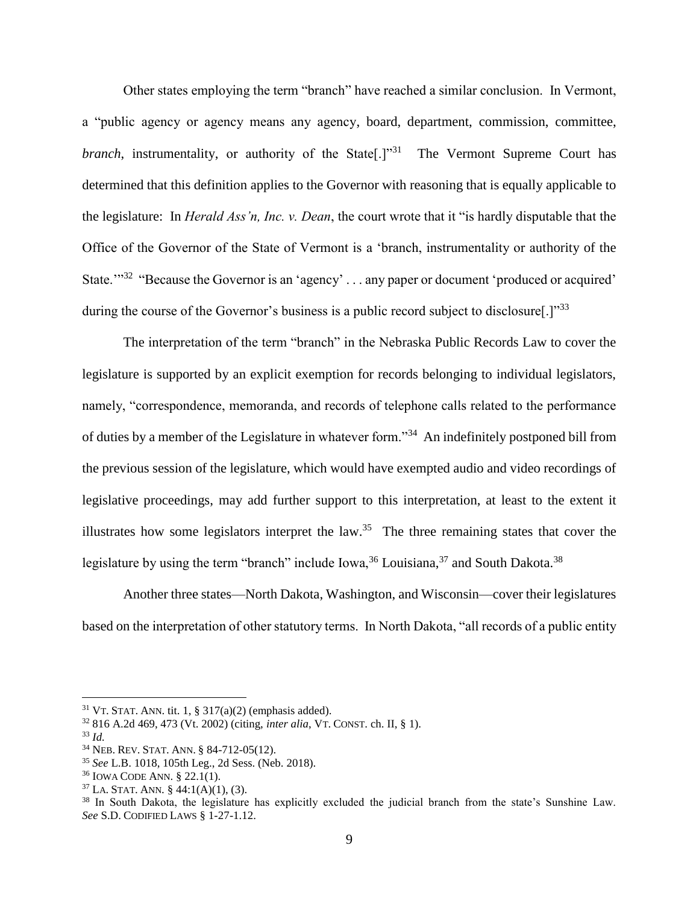Other states employing the term "branch" have reached a similar conclusion. In Vermont, a "public agency or agency means any agency, board, department, commission, committee, *branch*, instrumentality, or authority of the State[.]"[31] The Vermont Supreme Court has determined that this definition applies to the Governor with reasoning that is equally applicable to the legislature: In *Herald Ass'n, Inc. v. Dean*, the court wrote that it "is hardly disputable that the Office of the Governor of the State of Vermont is a 'branch, instrumentality or authority of the State.'"[32] "Because the Governor is an 'agency' . . . any paper or document 'produced or acquired' during the course of the Governor's business is a public record subject to disclosure[.]"[33]

The interpretation of the term "branch" in the Nebraska Public Records Law to cover the legislature is supported by an explicit exemption for records belonging to individual legislators, namely, "correspondence, memoranda, and records of telephone calls related to the performance of duties by a member of the Legislature in whatever form."[34] An indefinitely postponed bill from the previous session of the legislature, which would have exempted audio and video recordings of legislative proceedings, may add further support to this interpretation, at least to the extent it illustrates how some legislators interpret the law.[35] The three remaining states that cover the legislature by using the term "branch" include Iowa,[36] Louisiana,[37] and South Dakota.[38]

Another three states—North Dakota, Washington, and Wisconsin—cover their legislatures based on the interpretation of other statutory terms. In North Dakota, "all records of a public entity

---

[31] VT. STAT. ANN. tit. 1, § 317(a)(2) (emphasis added).

[32] 816 A.2d 469, 473 (Vt. 2002) (citing, *inter alia*, VT. CONST. ch. II, § 1).

[33] *Id.*

[34] NEB. REV. STAT. ANN. § 84-712-05(12).

[35] *See* L.B. 1018, 105th Leg., 2d Sess. (Neb. 2018).

[36] IOWA CODE ANN. § 22.1(1).

[37] LA. STAT. ANN. § 44:1(A)(1), (3).

[38] In South Dakota, the legislature has explicitly excluded the judicial branch from the state's Sunshine Law. *See* S.D. CODIFIED LAWS § 1-27-1.12.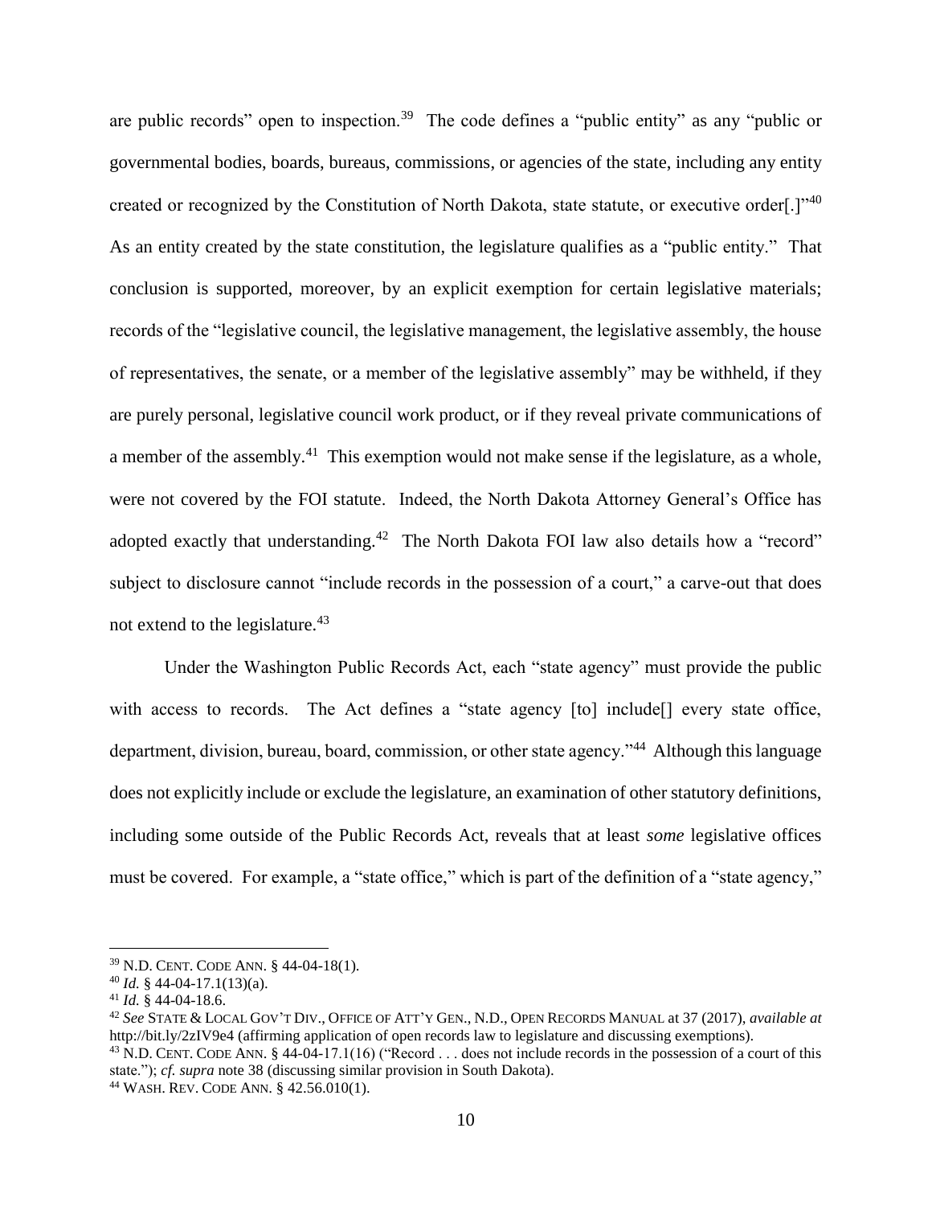are public records" open to inspection.[39] The code defines a "public entity" as any "public or governmental bodies, boards, bureaus, commissions, or agencies of the state, including any entity created or recognized by the Constitution of North Dakota, state statute, or executive order[.]"[40] As an entity created by the state constitution, the legislature qualifies as a "public entity." That conclusion is supported, moreover, by an explicit exemption for certain legislative materials; records of the "legislative council, the legislative management, the legislative assembly, the house of representatives, the senate, or a member of the legislative assembly" may be withheld, if they are purely personal, legislative council work product, or if they reveal private communications of a member of the assembly.[41] This exemption would not make sense if the legislature, as a whole, were not covered by the FOI statute. Indeed, the North Dakota Attorney General's Office has adopted exactly that understanding.[42] The North Dakota FOI law also details how a "record" subject to disclosure cannot "include records in the possession of a court," a carve-out that does not extend to the legislature.[43]

Under the Washington Public Records Act, each "state agency" must provide the public with access to records. The Act defines a "state agency [to] include[] every state office, department, division, bureau, board, commission, or other state agency."[44] Although this language does not explicitly include or exclude the legislature, an examination of other statutory definitions, including some outside of the Public Records Act, reveals that at least *some* legislative offices must be covered. For example, a "state office," which is part of the definition of a "state agency,"

---

[39] N.D. CENT. CODE ANN. § 44-04-18(1).

[40] *Id.* § 44-04-17.1(13)(a).

[41] *Id.* § 44-04-18.6.

[42] *See* STATE & LOCAL GOV'T DIV., OFFICE OF ATT'Y GEN., N.D., OPEN RECORDS MANUAL at 37 (2017), *available at* http://bit.ly/2zIV9e4 (affirming application of open records law to legislature and discussing exemptions).

[43] N.D. CENT. CODE ANN. § 44-04-17.1(16) ("Record . . . does not include records in the possession of a court of this state."); *cf. supra* note 38 (discussing similar provision in South Dakota).

[44] WASH. REV. CODE ANN. § 42.56.010(1).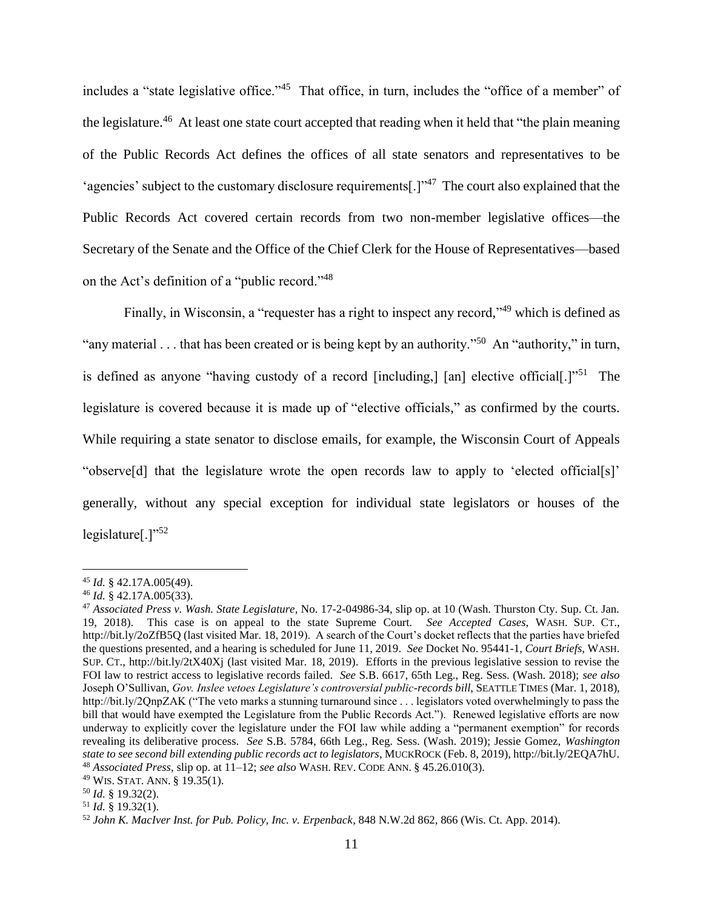includes a "state legislative office."[45] That office, in turn, includes the "office of a member" of the legislature.[46] At least one state court accepted that reading when it held that "the plain meaning of the Public Records Act defines the offices of all state senators and representatives to be 'agencies' subject to the customary disclosure requirements[.]"[47] The court also explained that the Public Records Act covered certain records from two non-member legislative offices—the Secretary of the Senate and the Office of the Chief Clerk for the House of Representatives—based on the Act's definition of a "public record."[48]

Finally, in Wisconsin, a "requester has a right to inspect any record,"[49] which is defined as "any material . . . that has been created or is being kept by an authority."[50] An "authority," in turn, is defined as anyone "having custody of a record [including,] [an] elective official[.]"[51] The legislature is covered because it is made up of "elective officials," as confirmed by the courts. While requiring a state senator to disclose emails, for example, the Wisconsin Court of Appeals "observe[d] that the legislature wrote the open records law to apply to 'elected official[s]' generally, without any special exception for individual state legislators or houses of the legislature[.]"[52]

---

[45] *Id.* § 42.17A.005(49).

[46] *Id.* § 42.17A.005(33).

[47] *Associated Press v. Wash. State Legislature*, No. 17-2-04986-34, slip op. at 10 (Wash. Thurston Cty. Sup. Ct. Jan. 19, 2018). This case is on appeal to the state Supreme Court. *See Accepted Cases*, WASH. SUP. CT., http://bit.ly/2oZfB5Q (last visited Mar. 18, 2019). A search of the Court's docket reflects that the parties have briefed the questions presented, and a hearing is scheduled for June 11, 2019. *See* Docket No. 95441-1, *Court Briefs*, WASH. SUP. CT., http://bit.ly/2tX40Xj (last visited Mar. 18, 2019). Efforts in the previous legislative session to revise the FOI law to restrict access to legislative records failed. *See* S.B. 6617, 65th Leg., Reg. Sess. (Wash. 2018); *see also* Joseph O'Sullivan, *Gov. Inslee vetoes Legislature's controversial public-records bill*, SEATTLE TIMES (Mar. 1, 2018), http://bit.ly/2QnpZAK ("The veto marks a stunning turnaround since . . . legislators voted overwhelmingly to pass the bill that would have exempted the Legislature from the Public Records Act."). Renewed legislative efforts are now underway to explicitly cover the legislature under the FOI law while adding a "permanent exemption" for records revealing its deliberative process. *See* S.B. 5784, 66th Leg., Reg. Sess. (Wash. 2019); Jessie Gomez, *Washington state to see second bill extending public records act to legislators*, MUCKROCK (Feb. 8, 2019), http://bit.ly/2EQA7hU.

[48] *Associated Press*, slip op. at 11–12; *see also* WASH. REV. CODE ANN. § 45.26.010(3).

[49] WIS. STAT. ANN. § 19.35(1).

[50] *Id.* § 19.32(2).

[51] *Id.* § 19.32(1).

[52] *John K. MacIver Inst. for Pub. Policy, Inc. v. Erpenback*, 848 N.W.2d 862, 866 (Wis. Ct. App. 2014).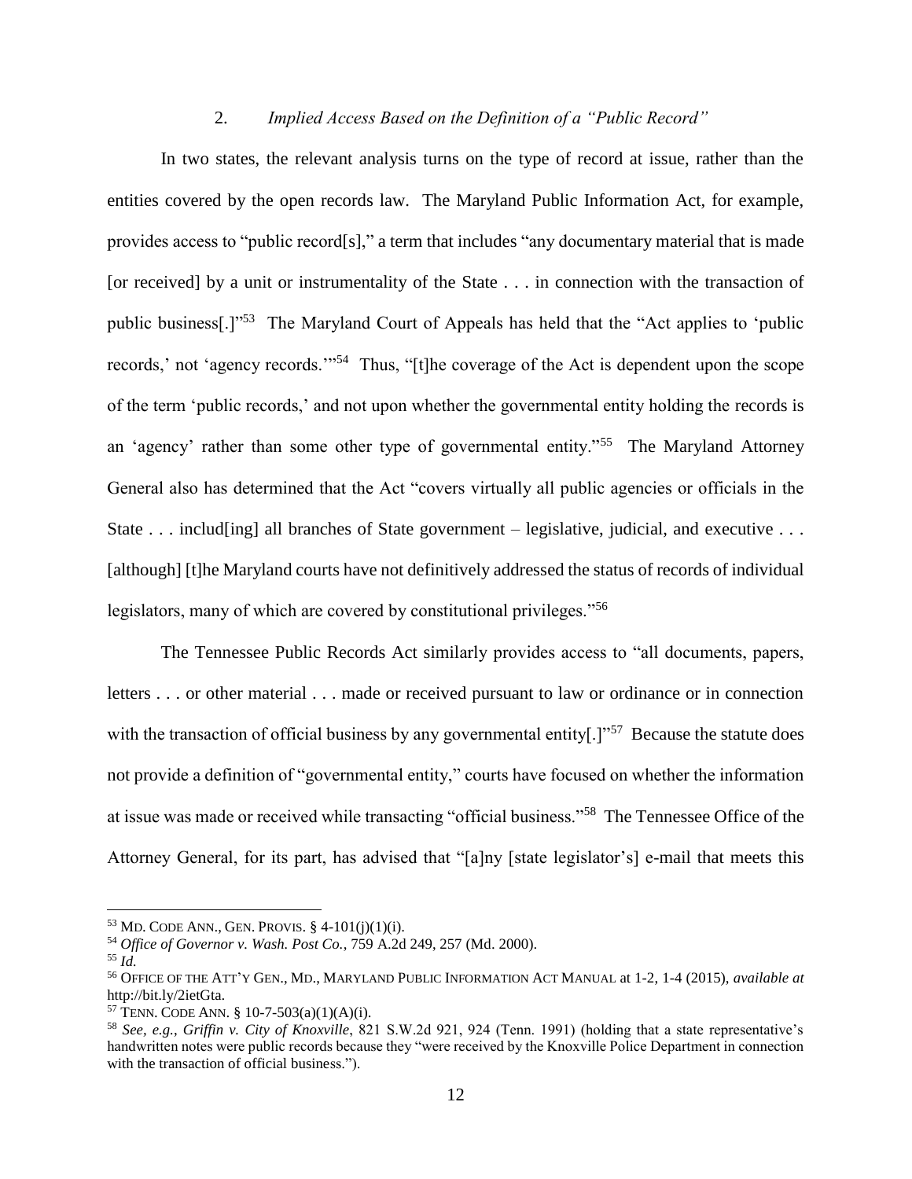### 2. *Implied Access Based on the Definition of a "Public Record"*

In two states, the relevant analysis turns on the type of record at issue, rather than the entities covered by the open records law. The Maryland Public Information Act, for example, provides access to "public record[s]," a term that includes "any documentary material that is made [or received] by a unit or instrumentality of the State . . . in connection with the transaction of public business[.]"[53] The Maryland Court of Appeals has held that the "Act applies to 'public records,' not 'agency records.'"[54] Thus, "[t]he coverage of the Act is dependent upon the scope of the term 'public records,' and not upon whether the governmental entity holding the records is an 'agency' rather than some other type of governmental entity."[55] The Maryland Attorney General also has determined that the Act "covers virtually all public agencies or officials in the State . . . includ[ing] all branches of State government – legislative, judicial, and executive . . . [although] [t]he Maryland courts have not definitively addressed the status of records of individual legislators, many of which are covered by constitutional privileges."[56]

The Tennessee Public Records Act similarly provides access to "all documents, papers, letters . . . or other material . . . made or received pursuant to law or ordinance or in connection with the transaction of official business by any governmental entity[.]"[57] Because the statute does not provide a definition of "governmental entity," courts have focused on whether the information at issue was made or received while transacting "official business."[58] The Tennessee Office of the Attorney General, for its part, has advised that "[a]ny [state legislator's] e-mail that meets this

---

[53] MD. CODE ANN., GEN. PROVIS. § 4-101(j)(1)(i).

[54] *Office of Governor v. Wash. Post Co.*, 759 A.2d 249, 257 (Md. 2000).

[55] *Id.*

[56] OFFICE OF THE ATT'Y GEN., MD., MARYLAND PUBLIC INFORMATION ACT MANUAL at 1-2, 1-4 (2015), *available at* http://bit.ly/2ietGta.

[57] TENN. CODE ANN. § 10-7-503(a)(1)(A)(i).

[58] *See, e.g.*, *Griffin v. City of Knoxville*, 821 S.W.2d 921, 924 (Tenn. 1991) (holding that a state representative's handwritten notes were public records because they "were received by the Knoxville Police Department in connection with the transaction of official business.").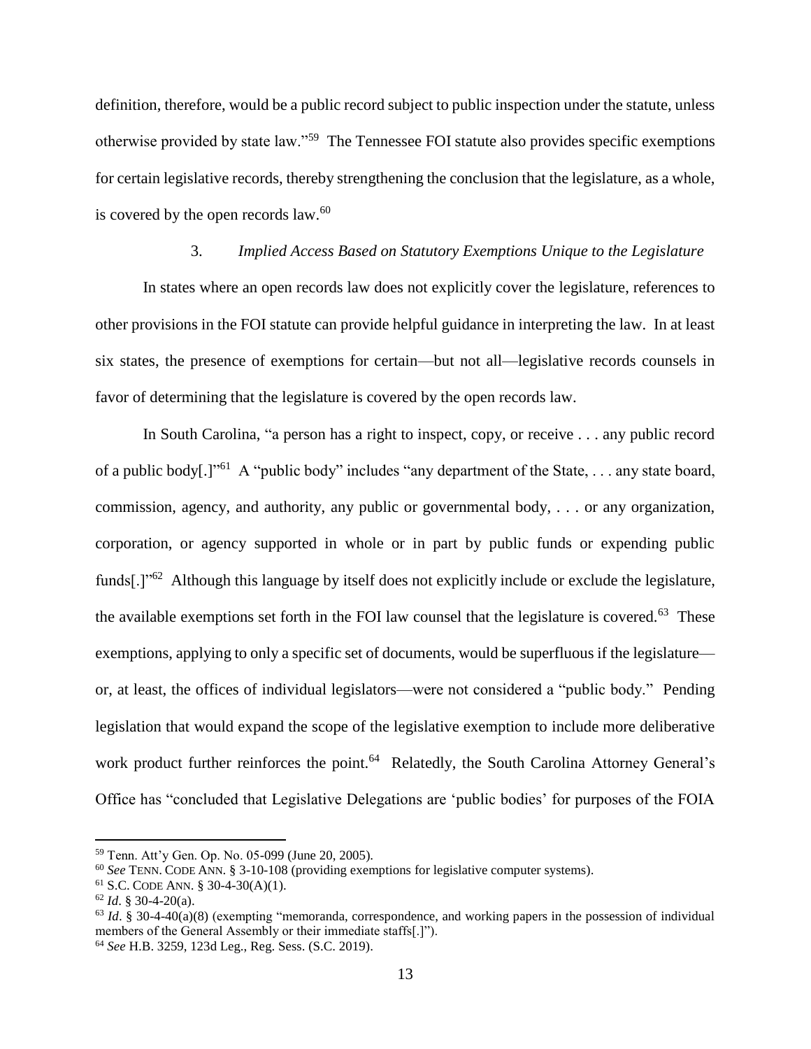definition, therefore, would be a public record subject to public inspection under the statute, unless otherwise provided by state law."[59] The Tennessee FOI statute also provides specific exemptions for certain legislative records, thereby strengthening the conclusion that the legislature, as a whole, is covered by the open records law.[60]

### 3. *Implied Access Based on Statutory Exemptions Unique to the Legislature*

In states where an open records law does not explicitly cover the legislature, references to other provisions in the FOI statute can provide helpful guidance in interpreting the law. In at least six states, the presence of exemptions for certain—but not all—legislative records counsels in favor of determining that the legislature is covered by the open records law.

In South Carolina, "a person has a right to inspect, copy, or receive . . . any public record of a public body[.]"[61] A "public body" includes "any department of the State, . . . any state board, commission, agency, and authority, any public or governmental body, . . . or any organization, corporation, or agency supported in whole or in part by public funds or expending public funds[.]"[62] Although this language by itself does not explicitly include or exclude the legislature, the available exemptions set forth in the FOI law counsel that the legislature is covered.[63] These exemptions, applying to only a specific set of documents, would be superfluous if the legislature—or, at least, the offices of individual legislators—were not considered a "public body." Pending legislation that would expand the scope of the legislative exemption to include more deliberative work product further reinforces the point.[64] Relatedly, the South Carolina Attorney General's Office has "concluded that Legislative Delegations are 'public bodies' for purposes of the FOIA

---

[59] Tenn. Att'y Gen. Op. No. 05-099 (June 20, 2005).

[60] *See* TENN. CODE ANN. § 3-10-108 (providing exemptions for legislative computer systems).

[61] S.C. CODE ANN. § 30-4-30(A)(1).

[62] *Id*. § 30-4-20(a).

[63] *Id*. § 30-4-40(a)(8) (exempting "memoranda, correspondence, and working papers in the possession of individual members of the General Assembly or their immediate staffs[.]").

[64] *See* H.B. 3259, 123d Leg., Reg. Sess. (S.C. 2019).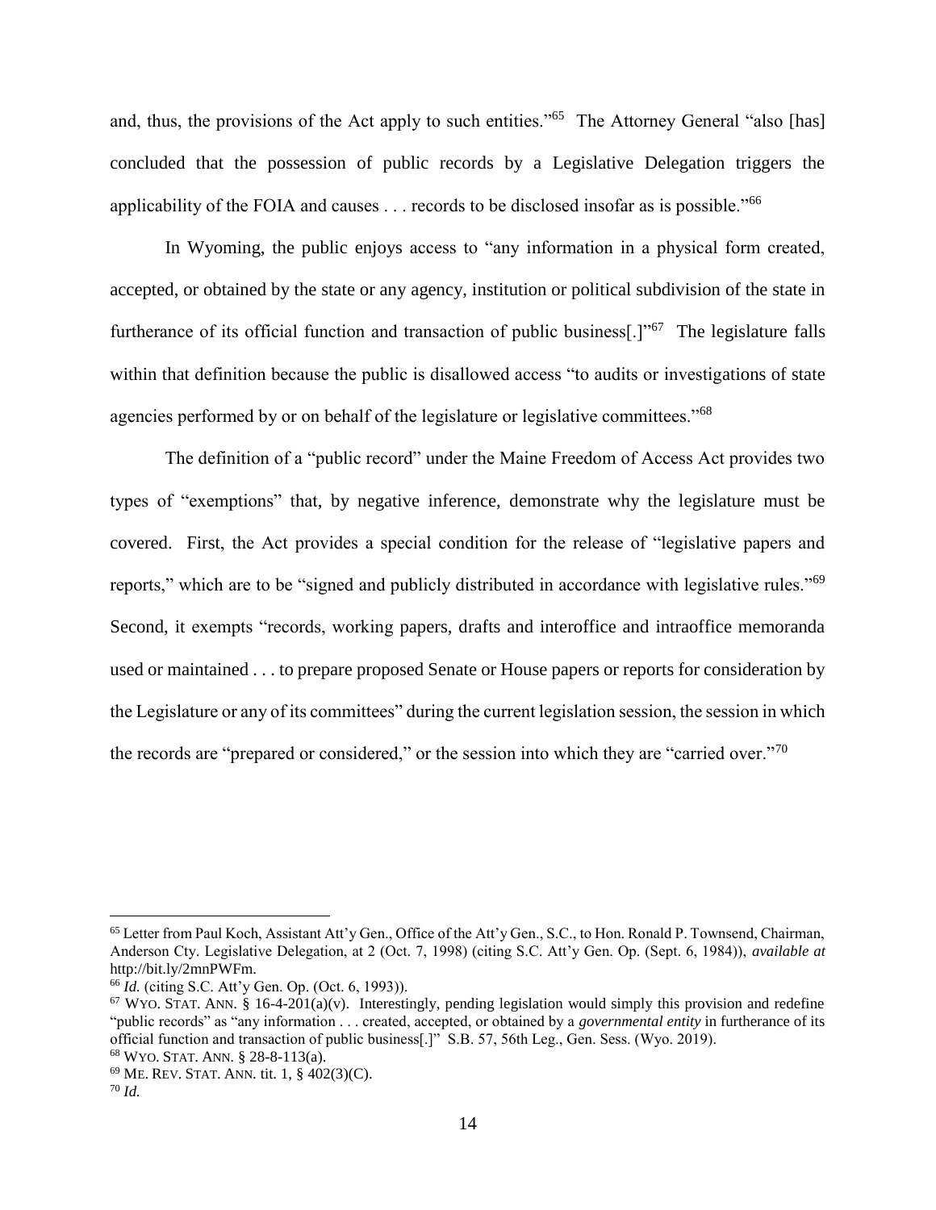and, thus, the provisions of the Act apply to such entities."[65] The Attorney General "also [has] concluded that the possession of public records by a Legislative Delegation triggers the applicability of the FOIA and causes . . . records to be disclosed insofar as is possible."[66]

In Wyoming, the public enjoys access to "any information in a physical form created, accepted, or obtained by the state or any agency, institution or political subdivision of the state in furtherance of its official function and transaction of public business[.]"[67] The legislature falls within that definition because the public is disallowed access "to audits or investigations of state agencies performed by or on behalf of the legislature or legislative committees."[68]

The definition of a "public record" under the Maine Freedom of Access Act provides two types of "exemptions" that, by negative inference, demonstrate why the legislature must be covered. First, the Act provides a special condition for the release of "legislative papers and reports," which are to be "signed and publicly distributed in accordance with legislative rules."[69] Second, it exempts "records, working papers, drafts and interoffice and intraoffice memoranda used or maintained . . . to prepare proposed Senate or House papers or reports for consideration by the Legislature or any of its committees" during the current legislation session, the session in which the records are "prepared or considered," or the session into which they are "carried over."[70]

---

[65] Letter from Paul Koch, Assistant Att'y Gen., Office of the Att'y Gen., S.C., to Hon. Ronald P. Townsend, Chairman, Anderson Cty. Legislative Delegation, at 2 (Oct. 7, 1998) (citing S.C. Att'y Gen. Op. (Sept. 6, 1984)), *available at* http://bit.ly/2mnPWFm.

[66] *Id.* (citing S.C. Att'y Gen. Op. (Oct. 6, 1993)).

[67] WYO. STAT. ANN. § 16-4-201(a)(v). Interestingly, pending legislation would simply this provision and redefine "public records" as "any information . . . created, accepted, or obtained by a *governmental entity* in furtherance of its official function and transaction of public business[.]" S.B. 57, 56th Leg., Gen. Sess. (Wyo. 2019).

[68] WYO. STAT. ANN. § 28-8-113(a).

[69] ME. REV. STAT. ANN. tit. 1, § 402(3)(C).

[70] *Id.*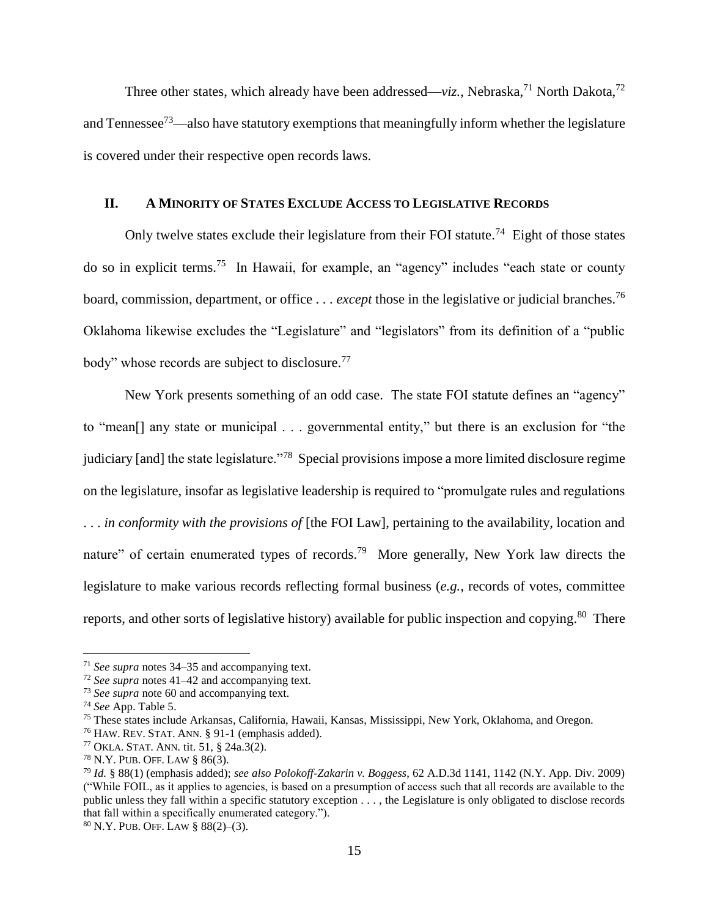Three other states, which already have been addressed—*viz.*, Nebraska,[71] North Dakota,[72] and Tennessee[73]—also have statutory exemptions that meaningfully inform whether the legislature is covered under their respective open records laws.

## II. A Minority of States Exclude Access to Legislative Records

Only twelve states exclude their legislature from their FOI statute.[74] Eight of those states do so in explicit terms.[75] In Hawaii, for example, an "agency" includes "each state or county board, commission, department, or office . . . *except* those in the legislative or judicial branches.[76] Oklahoma likewise excludes the "Legislature" and "legislators" from its definition of a "public body" whose records are subject to disclosure.[77]

New York presents something of an odd case. The state FOI statute defines an "agency" to "mean[] any state or municipal . . . governmental entity," but there is an exclusion for "the judiciary [and] the state legislature."[78] Special provisions impose a more limited disclosure regime on the legislature, insofar as legislative leadership is required to "promulgate rules and regulations . . . *in conformity with the provisions of* [the FOI Law], pertaining to the availability, location and nature" of certain enumerated types of records.[79] More generally, New York law directs the legislature to make various records reflecting formal business (*e.g.*, records of votes, committee reports, and other sorts of legislative history) available for public inspection and copying.[80] There

---

[71] *See supra* notes 34–35 and accompanying text.

[72] *See supra* notes 41–42 and accompanying text.

[73] *See supra* note 60 and accompanying text.

[74] *See* App. Table 5.

[75] These states include Arkansas, California, Hawaii, Kansas, Mississippi, New York, Oklahoma, and Oregon.

[76] HAW. REV. STAT. ANN. § 91-1 (emphasis added).

[77] OKLA. STAT. ANN. tit. 51, § 24a.3(2).

[78] N.Y. PUB. OFF. LAW § 86(3).

[79] *Id.* § 88(1) (emphasis added); *see also Polokoff-Zakarin v. Boggess*, 62 A.D.3d 1141, 1142 (N.Y. App. Div. 2009) ("While FOIL, as it applies to agencies, is based on a presumption of access such that all records are available to the public unless they fall within a specific statutory exception . . . , the Legislature is only obligated to disclose records that fall within a specifically enumerated category.").

[80] N.Y. PUB. OFF. LAW § 88(2)–(3).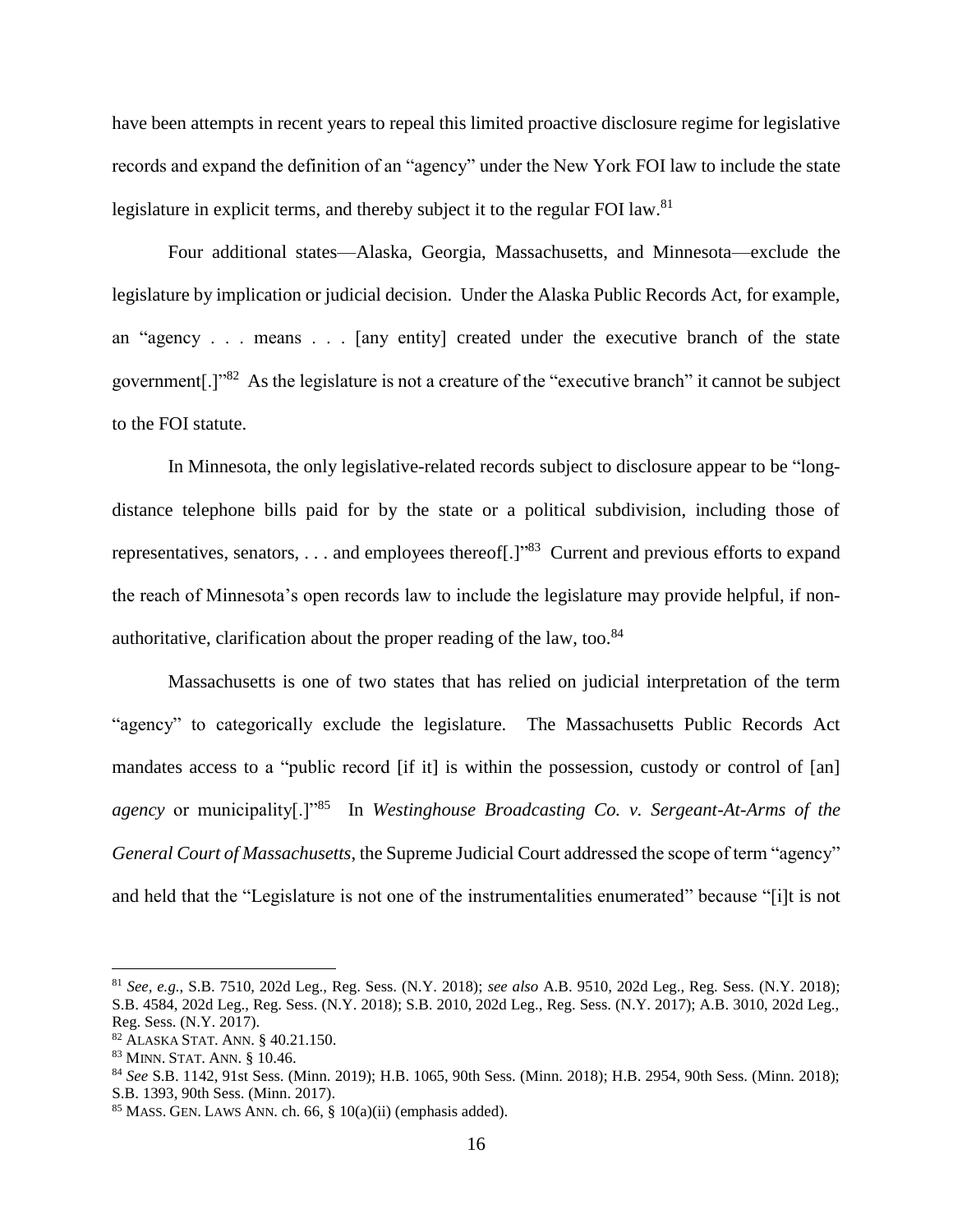have been attempts in recent years to repeal this limited proactive disclosure regime for legislative records and expand the definition of an "agency" under the New York FOI law to include the state legislature in explicit terms, and thereby subject it to the regular FOI law.[81]

Four additional states—Alaska, Georgia, Massachusetts, and Minnesota—exclude the legislature by implication or judicial decision. Under the Alaska Public Records Act, for example, an "agency . . . means . . . [any entity] created under the executive branch of the state government[.]"[82] As the legislature is not a creature of the "executive branch" it cannot be subject to the FOI statute.

In Minnesota, the only legislative-related records subject to disclosure appear to be "long-distance telephone bills paid for by the state or a political subdivision, including those of representatives, senators, . . . and employees thereof[.]"[83] Current and previous efforts to expand the reach of Minnesota's open records law to include the legislature may provide helpful, if non-authoritative, clarification about the proper reading of the law, too.[84]

Massachusetts is one of two states that has relied on judicial interpretation of the term "agency" to categorically exclude the legislature. The Massachusetts Public Records Act mandates access to a "public record [if it] is within the possession, custody or control of [an] *agency* or municipality[.]"[85] In *Westinghouse Broadcasting Co. v. Sergeant-At-Arms of the General Court of Massachusetts*, the Supreme Judicial Court addressed the scope of term "agency" and held that the "Legislature is not one of the instrumentalities enumerated" because "[i]t is not

---

[81] *See, e.g.*, S.B. 7510, 202d Leg., Reg. Sess. (N.Y. 2018); *see also* A.B. 9510, 202d Leg., Reg. Sess. (N.Y. 2018); S.B. 4584, 202d Leg., Reg. Sess. (N.Y. 2018); S.B. 2010, 202d Leg., Reg. Sess. (N.Y. 2017); A.B. 3010, 202d Leg., Reg. Sess. (N.Y. 2017).

[82] ALASKA STAT. ANN. § 40.21.150.

[83] MINN. STAT. ANN. § 10.46.

[84] *See* S.B. 1142, 91st Sess. (Minn. 2019); H.B. 1065, 90th Sess. (Minn. 2018); H.B. 2954, 90th Sess. (Minn. 2018); S.B. 1393, 90th Sess. (Minn. 2017).

[85] MASS. GEN. LAWS ANN. ch. 66, § 10(a)(ii) (emphasis added).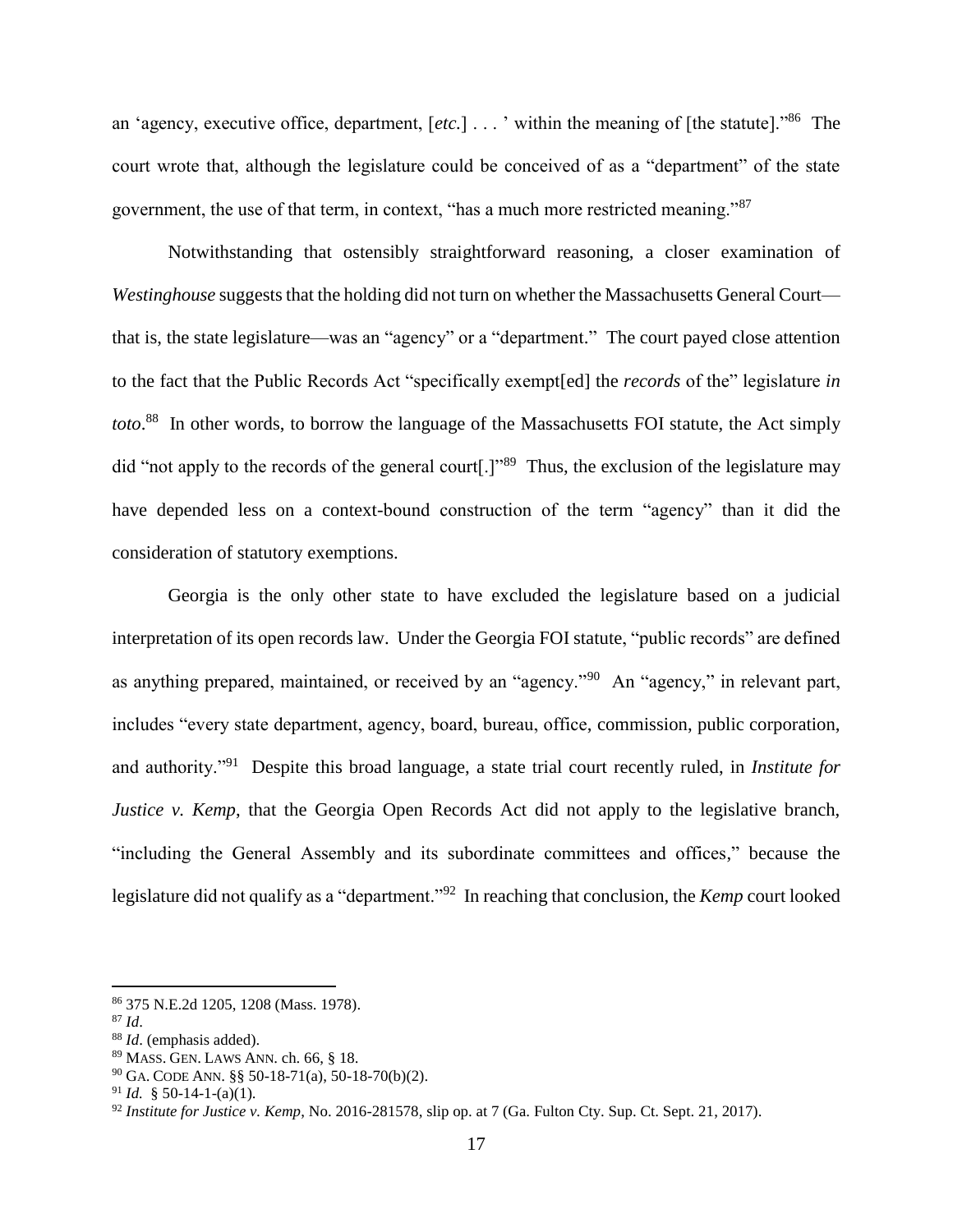an 'agency, executive office, department, [*etc.*] . . . ' within the meaning of [the statute]."[86] The court wrote that, although the legislature could be conceived of as a "department" of the state government, the use of that term, in context, "has a much more restricted meaning."[87]

Notwithstanding that ostensibly straightforward reasoning, a closer examination of *Westinghouse* suggests that the holding did not turn on whether the Massachusetts General Court—that is, the state legislature—was an "agency" or a "department." The court payed close attention to the fact that the Public Records Act "specifically exempt[ed] the *records* of the" legislature *in toto*.[88] In other words, to borrow the language of the Massachusetts FOI statute, the Act simply did "not apply to the records of the general court[.]"[89] Thus, the exclusion of the legislature may have depended less on a context-bound construction of the term "agency" than it did the consideration of statutory exemptions.

Georgia is the only other state to have excluded the legislature based on a judicial interpretation of its open records law. Under the Georgia FOI statute, "public records" are defined as anything prepared, maintained, or received by an "agency."[90] An "agency," in relevant part, includes "every state department, agency, board, bureau, office, commission, public corporation, and authority."[91] Despite this broad language, a state trial court recently ruled, in *Institute for Justice v. Kemp*, that the Georgia Open Records Act did not apply to the legislative branch, "including the General Assembly and its subordinate committees and offices," because the legislature did not qualify as a "department."[92] In reaching that conclusion, the *Kemp* court looked

---

[86] 375 N.E.2d 1205, 1208 (Mass. 1978).

[87] *Id*.

[88] *Id*. (emphasis added).

[89] MASS. GEN. LAWS ANN. ch. 66, § 18.

[90] GA. CODE ANN. §§ 50-18-71(a), 50-18-70(b)(2).

[91] *Id.* § 50-14-1-(a)(1).

[92] *Institute for Justice v. Kemp*, No. 2016-281578, slip op. at 7 (Ga. Fulton Cty. Sup. Ct. Sept. 21, 2017).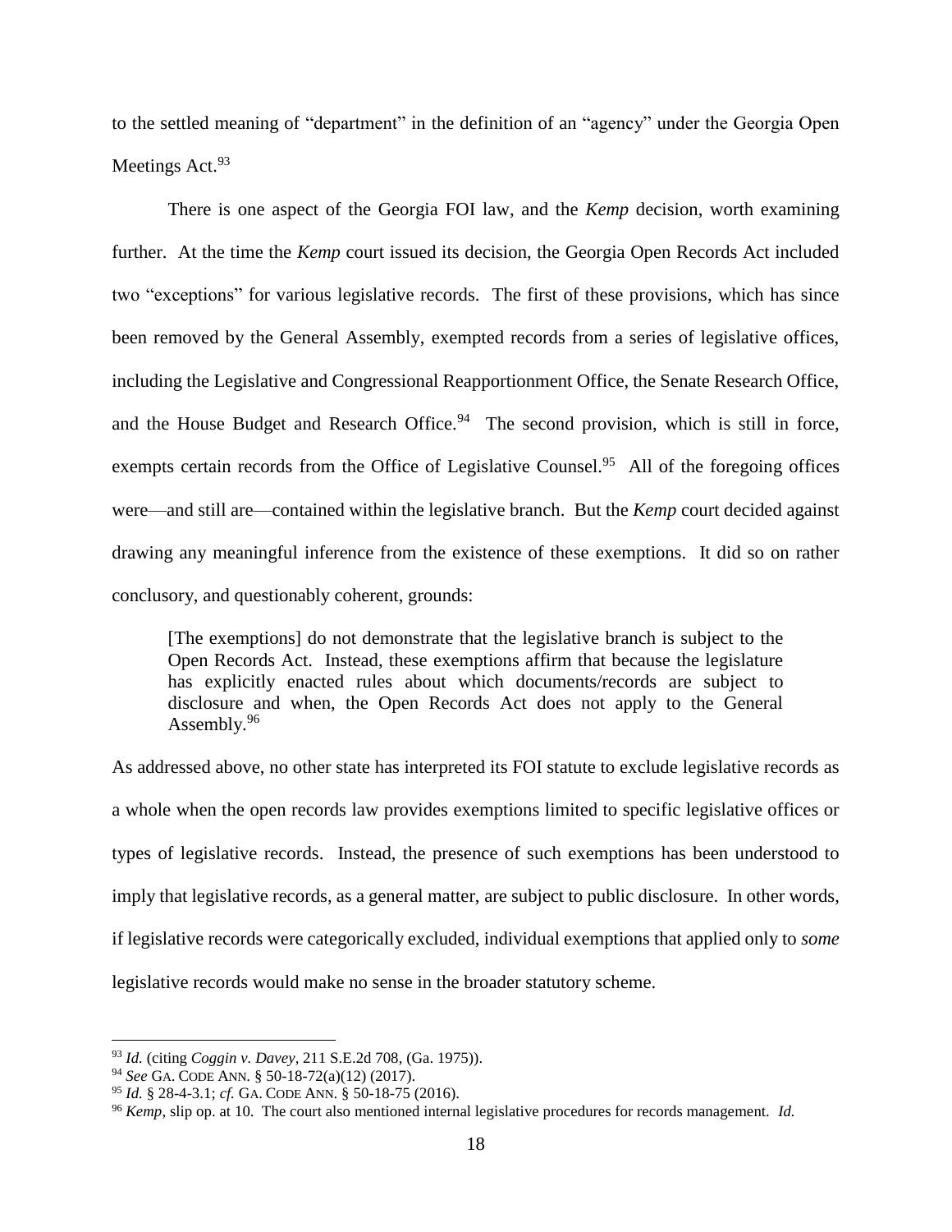to the settled meaning of "department" in the definition of an "agency" under the Georgia Open Meetings Act.[93]

There is one aspect of the Georgia FOI law, and the *Kemp* decision, worth examining further. At the time the *Kemp* court issued its decision, the Georgia Open Records Act included two "exceptions" for various legislative records. The first of these provisions, which has since been removed by the General Assembly, exempted records from a series of legislative offices, including the Legislative and Congressional Reapportionment Office, the Senate Research Office, and the House Budget and Research Office.[94] The second provision, which is still in force, exempts certain records from the Office of Legislative Counsel.[95] All of the foregoing offices were—and still are—contained within the legislative branch. But the *Kemp* court decided against drawing any meaningful inference from the existence of these exemptions. It did so on rather conclusory, and questionably coherent, grounds:

> [The exemptions] do not demonstrate that the legislative branch is subject to the Open Records Act. Instead, these exemptions affirm that because the legislature has explicitly enacted rules about which documents/records are subject to disclosure and when, the Open Records Act does not apply to the General Assembly.[96]

As addressed above, no other state has interpreted its FOI statute to exclude legislative records as a whole when the open records law provides exemptions limited to specific legislative offices or types of legislative records. Instead, the presence of such exemptions has been understood to imply that legislative records, as a general matter, are subject to public disclosure. In other words, if legislative records were categorically excluded, individual exemptions that applied only to *some* legislative records would make no sense in the broader statutory scheme.

---

[93] *Id.* (citing *Coggin v. Davey*, 211 S.E.2d 708, (Ga. 1975)).

[94] *See* GA. CODE ANN. § 50-18-72(a)(12) (2017).

[95] *Id.* § 28-4-3.1; *cf.* GA. CODE ANN. § 50-18-75 (2016).

[96] *Kemp*, slip op. at 10. The court also mentioned internal legislative procedures for records management. *Id.*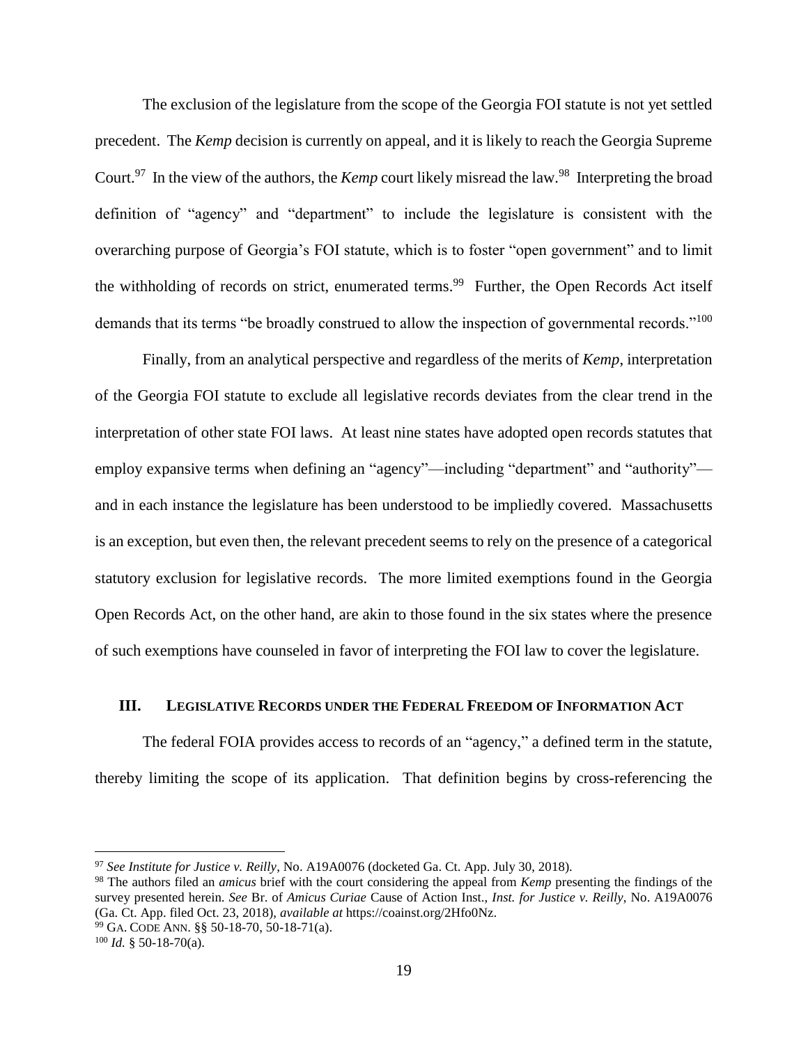The exclusion of the legislature from the scope of the Georgia FOI statute is not yet settled precedent. The *Kemp* decision is currently on appeal, and it is likely to reach the Georgia Supreme Court.[97] In the view of the authors, the *Kemp* court likely misread the law.[98] Interpreting the broad definition of "agency" and "department" to include the legislature is consistent with the overarching purpose of Georgia's FOI statute, which is to foster "open government" and to limit the withholding of records on strict, enumerated terms.[99] Further, the Open Records Act itself demands that its terms "be broadly construed to allow the inspection of governmental records."[100]

Finally, from an analytical perspective and regardless of the merits of *Kemp*, interpretation of the Georgia FOI statute to exclude all legislative records deviates from the clear trend in the interpretation of other state FOI laws. At least nine states have adopted open records statutes that employ expansive terms when defining an "agency"—including "department" and "authority"—and in each instance the legislature has been understood to be impliedly covered. Massachusetts is an exception, but even then, the relevant precedent seems to rely on the presence of a categorical statutory exclusion for legislative records. The more limited exemptions found in the Georgia Open Records Act, on the other hand, are akin to those found in the six states where the presence of such exemptions have counseled in favor of interpreting the FOI law to cover the legislature.

## III. Legislative Records under the Federal Freedom of Information Act

The federal FOIA provides access to records of an "agency," a defined term in the statute, thereby limiting the scope of its application. That definition begins by cross-referencing the

---

[97] *See Institute for Justice v. Reilly*, No. A19A0076 (docketed Ga. Ct. App. July 30, 2018).

[98] The authors filed an *amicus* brief with the court considering the appeal from *Kemp* presenting the findings of the survey presented herein. *See* Br. of *Amicus Curiae* Cause of Action Inst., *Inst. for Justice v. Reilly*, No. A19A0076 (Ga. Ct. App. filed Oct. 23, 2018), *available at* https://coainst.org/2Hfo0Nz.

[99] GA. CODE ANN. §§ 50-18-70, 50-18-71(a).

[100] *Id.* § 50-18-70(a).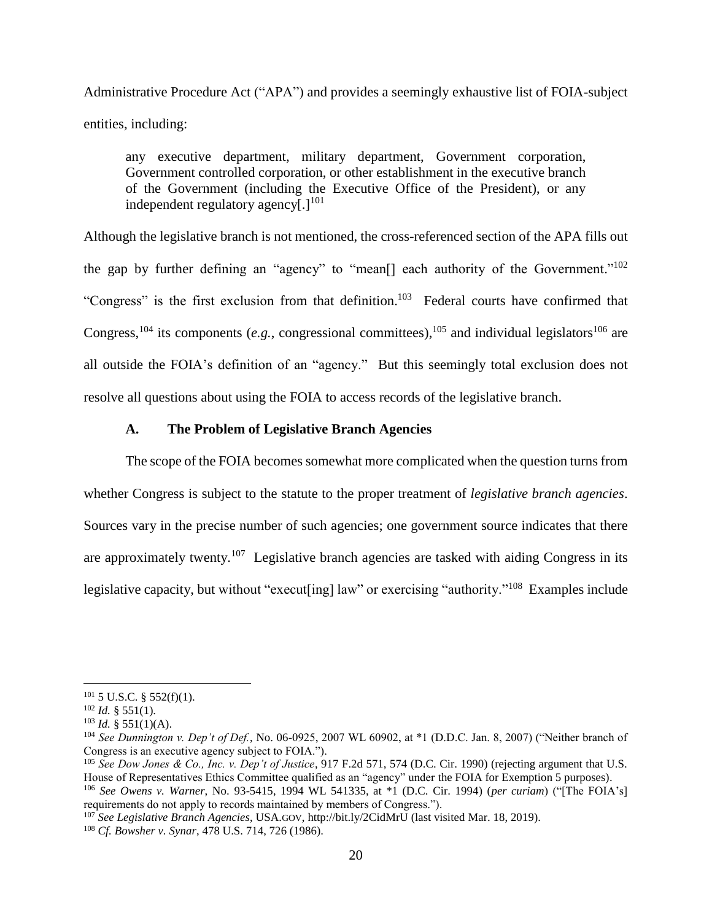Administrative Procedure Act ("APA") and provides a seemingly exhaustive list of FOIA-subject entities, including:

> any executive department, military department, Government corporation, Government controlled corporation, or other establishment in the executive branch of the Government (including the Executive Office of the President), or any independent regulatory agency[.][101]

Although the legislative branch is not mentioned, the cross-referenced section of the APA fills out the gap by further defining an "agency" to "mean[] each authority of the Government."[102] "Congress" is the first exclusion from that definition.[103] Federal courts have confirmed that Congress,[104] its components (*e.g.*, congressional committees),[105] and individual legislators[106] are all outside the FOIA's definition of an "agency." But this seemingly total exclusion does not resolve all questions about using the FOIA to access records of the legislative branch.

### A. The Problem of Legislative Branch Agencies

The scope of the FOIA becomes somewhat more complicated when the question turns from whether Congress is subject to the statute to the proper treatment of *legislative branch agencies*. Sources vary in the precise number of such agencies; one government source indicates that there are approximately twenty.[107] Legislative branch agencies are tasked with aiding Congress in its legislative capacity, but without "execut[ing] law" or exercising "authority."[108] Examples include

---

[101] 5 U.S.C. § 552(f)(1).

[102] *Id.* § 551(1).

[103] *Id.* § 551(1)(A).

[104] *See Dunnington v. Dep't of Def.*, No. 06-0925, 2007 WL 60902, at *1 (D.D.C. Jan. 8, 2007) ("Neither branch of Congress is an executive agency subject to FOIA.").

[105] *See Dow Jones & Co., Inc. v. Dep't of Justice*, 917 F.2d 571, 574 (D.C. Cir. 1990) (rejecting argument that U.S. House of Representatives Ethics Committee qualified as an "agency" under the FOIA for Exemption 5 purposes).

[106] *See Owens v. Warner*, No. 93-5415, 1994 WL 541335, at *1 (D.C. Cir. 1994) (*per curiam*) ("[The FOIA's] requirements do not apply to records maintained by members of Congress.").

[107] *See Legislative Branch Agencies*, USA.GOV, http://bit.ly/2CidMrU (last visited Mar. 18, 2019).

[108] *Cf. Bowsher v. Synar*, 478 U.S. 714, 726 (1986).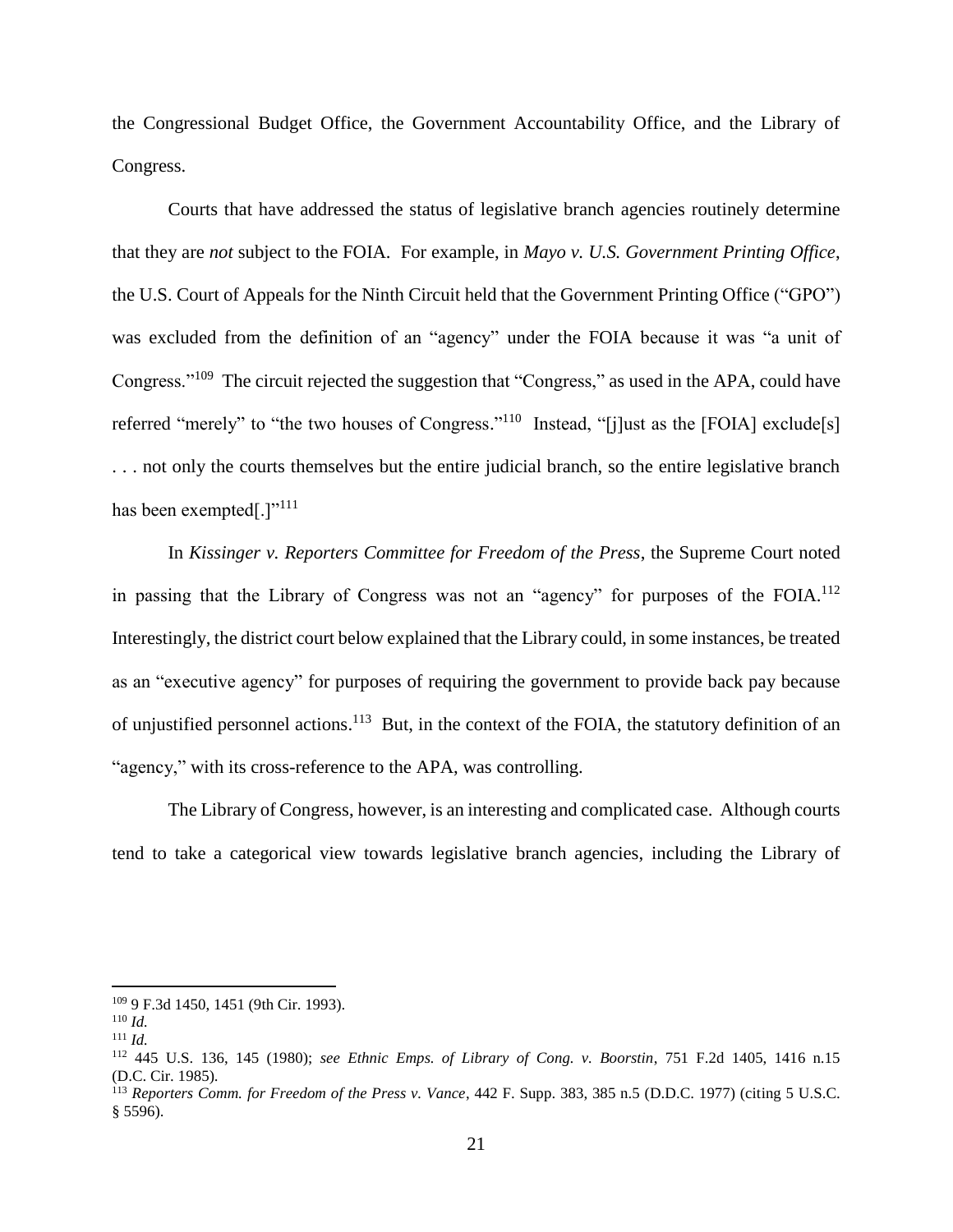the Congressional Budget Office, the Government Accountability Office, and the Library of Congress.

Courts that have addressed the status of legislative branch agencies routinely determine that they are *not* subject to the FOIA. For example, in *Mayo v. U.S. Government Printing Office*, the U.S. Court of Appeals for the Ninth Circuit held that the Government Printing Office ("GPO") was excluded from the definition of an "agency" under the FOIA because it was "a unit of Congress."[109] The circuit rejected the suggestion that "Congress," as used in the APA, could have referred "merely" to "the two houses of Congress."[110] Instead, "[j]ust as the [FOIA] exclude[s] . . . not only the courts themselves but the entire judicial branch, so the entire legislative branch has been exempted[.]"[111]

In *Kissinger v. Reporters Committee for Freedom of the Press*, the Supreme Court noted in passing that the Library of Congress was not an "agency" for purposes of the FOIA.[112] Interestingly, the district court below explained that the Library could, in some instances, be treated as an "executive agency" for purposes of requiring the government to provide back pay because of unjustified personnel actions.[113] But, in the context of the FOIA, the statutory definition of an "agency," with its cross-reference to the APA, was controlling.

The Library of Congress, however, is an interesting and complicated case. Although courts tend to take a categorical view towards legislative branch agencies, including the Library of

---

[109] 9 F.3d 1450, 1451 (9th Cir. 1993).

[110] *Id.*

[111] *Id.*

[112] 445 U.S. 136, 145 (1980); *see Ethnic Emps. of Library of Cong. v. Boorstin*, 751 F.2d 1405, 1416 n.15 (D.C. Cir. 1985).

[113] *Reporters Comm. for Freedom of the Press v. Vance*, 442 F. Supp. 383, 385 n.5 (D.D.C. 1977) (citing 5 U.S.C. § 5596).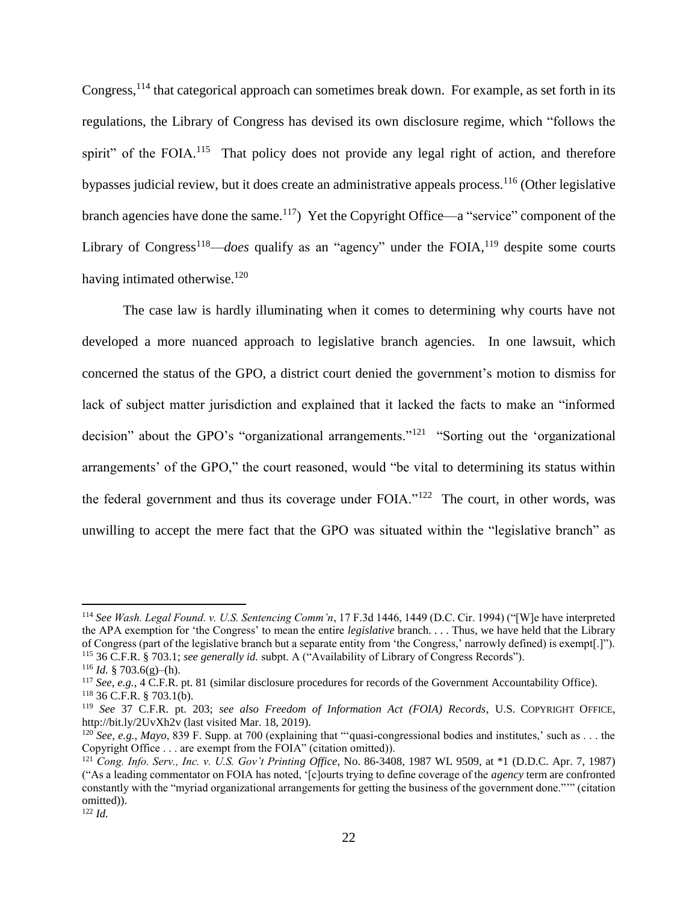Congress,[114] that categorical approach can sometimes break down. For example, as set forth in its regulations, the Library of Congress has devised its own disclosure regime, which "follows the spirit" of the FOIA.[115] That policy does not provide any legal right of action, and therefore bypasses judicial review, but it does create an administrative appeals process.[116] (Other legislative branch agencies have done the same.[117]) Yet the Copyright Office—a "service" component of the Library of Congress[118]—*does* qualify as an "agency" under the FOIA,[119] despite some courts having intimated otherwise.[120]

The case law is hardly illuminating when it comes to determining why courts have not developed a more nuanced approach to legislative branch agencies. In one lawsuit, which concerned the status of the GPO, a district court denied the government's motion to dismiss for lack of subject matter jurisdiction and explained that it lacked the facts to make an "informed decision" about the GPO's "organizational arrangements."[121] "Sorting out the 'organizational arrangements' of the GPO," the court reasoned, would "be vital to determining its status within the federal government and thus its coverage under FOIA."[122] The court, in other words, was unwilling to accept the mere fact that the GPO was situated within the "legislative branch" as

---

[114] *See Wash. Legal Found. v. U.S. Sentencing Comm'n*, 17 F.3d 1446, 1449 (D.C. Cir. 1994) ("[W]e have interpreted the APA exemption for 'the Congress' to mean the entire *legislative* branch. . . . Thus, we have held that the Library of Congress (part of the legislative branch but a separate entity from 'the Congress,' narrowly defined) is exempt[.]").

[115] 36 C.F.R. § 703.1; *see generally id.* subpt. A ("Availability of Library of Congress Records").

[116] *Id.* § 703.6(g)–(h).

[117] *See, e.g.*, 4 C.F.R. pt. 81 (similar disclosure procedures for records of the Government Accountability Office).

[118] 36 C.F.R. § 703.1(b).

[119] *See* 37 C.F.R. pt. 203; *see also Freedom of Information Act (FOIA) Records*, U.S. COPYRIGHT OFFICE, http://bit.ly/2UvXh2v (last visited Mar. 18, 2019).

[120] *See, e.g.*, *Mayo*, 839 F. Supp. at 700 (explaining that "'quasi-congressional bodies and institutes,' such as . . . the Copyright Office . . . are exempt from the FOIA" (citation omitted)).

[121] *Cong. Info. Serv., Inc. v. U.S. Gov't Printing Office*, No. 86-3408, 1987 WL 9509, at *1 (D.D.C. Apr. 7, 1987) ("As a leading commentator on FOIA has noted, '[c]ourts trying to define coverage of the *agency* term are confronted constantly with the "myriad organizational arrangements for getting the business of the government done."'" (citation omitted)).

[122] *Id.*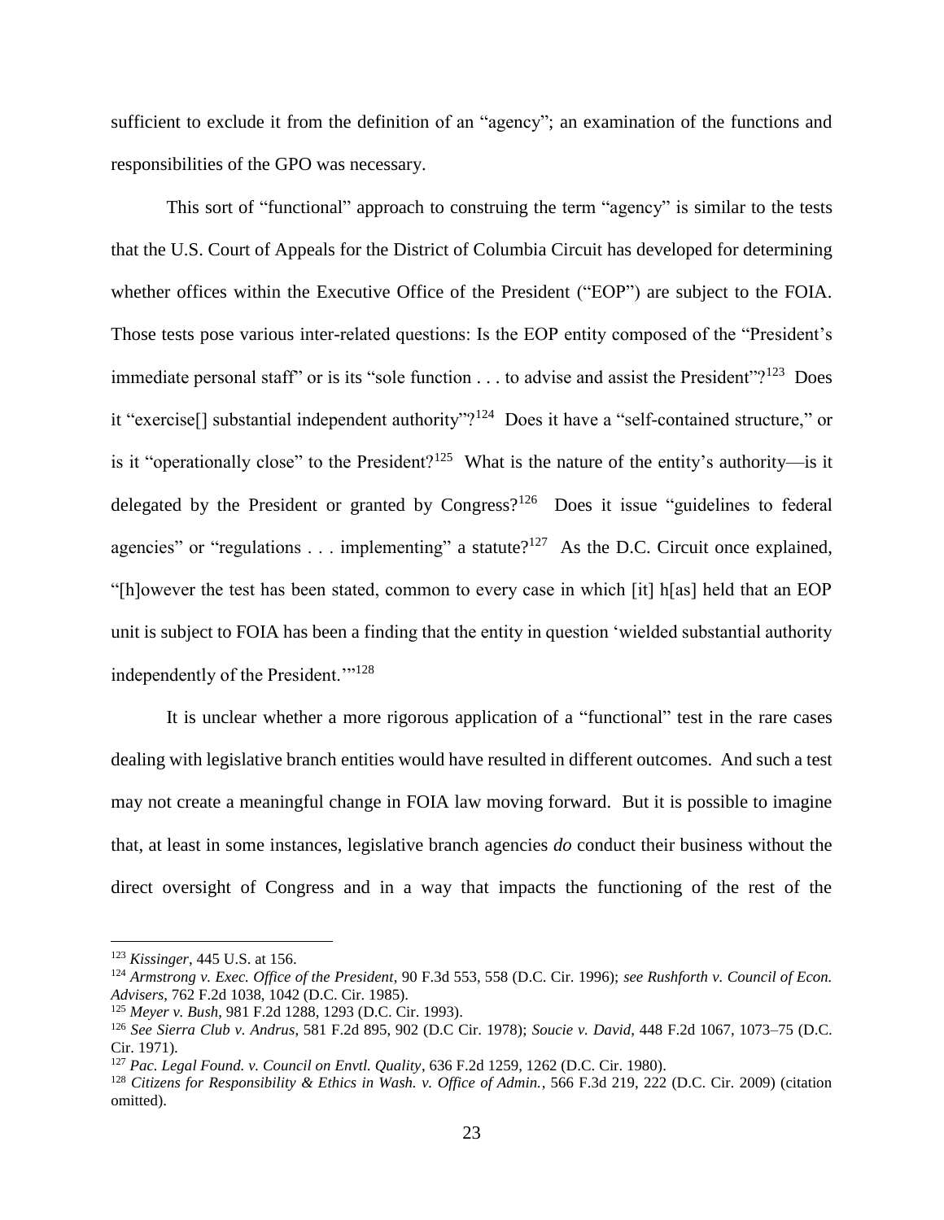sufficient to exclude it from the definition of an "agency"; an examination of the functions and responsibilities of the GPO was necessary.

This sort of "functional" approach to construing the term "agency" is similar to the tests that the U.S. Court of Appeals for the District of Columbia Circuit has developed for determining whether offices within the Executive Office of the President ("EOP") are subject to the FOIA. Those tests pose various inter-related questions: Is the EOP entity composed of the "President's immediate personal staff" or is its "sole function . . . to advise and assist the President"?[123] Does it "exercise[] substantial independent authority"?[124] Does it have a "self-contained structure," or is it "operationally close" to the President?[125] What is the nature of the entity's authority—is it delegated by the President or granted by Congress?[126] Does it issue "guidelines to federal agencies" or "regulations . . . implementing" a statute?[127] As the D.C. Circuit once explained, "[h]owever the test has been stated, common to every case in which [it] h[as] held that an EOP unit is subject to FOIA has been a finding that the entity in question 'wielded substantial authority independently of the President.'"[128]

It is unclear whether a more rigorous application of a "functional" test in the rare cases dealing with legislative branch entities would have resulted in different outcomes. And such a test may not create a meaningful change in FOIA law moving forward. But it is possible to imagine that, at least in some instances, legislative branch agencies *do* conduct their business without the direct oversight of Congress and in a way that impacts the functioning of the rest of the

---

[123] *Kissinger*, 445 U.S. at 156.

[124] *Armstrong v. Exec. Office of the President*, 90 F.3d 553, 558 (D.C. Cir. 1996); *see Rushforth v. Council of Econ. Advisers*, 762 F.2d 1038, 1042 (D.C. Cir. 1985).

[125] *Meyer v. Bush*, 981 F.2d 1288, 1293 (D.C. Cir. 1993).

[126] *See Sierra Club v. Andrus*, 581 F.2d 895, 902 (D.C Cir. 1978); *Soucie v. David*, 448 F.2d 1067, 1073–75 (D.C. Cir. 1971).

[127] *Pac. Legal Found. v. Council on Envtl. Quality*, 636 F.2d 1259, 1262 (D.C. Cir. 1980).

[128] *Citizens for Responsibility & Ethics in Wash. v. Office of Admin.*, 566 F.3d 219, 222 (D.C. Cir. 2009) (citation omitted).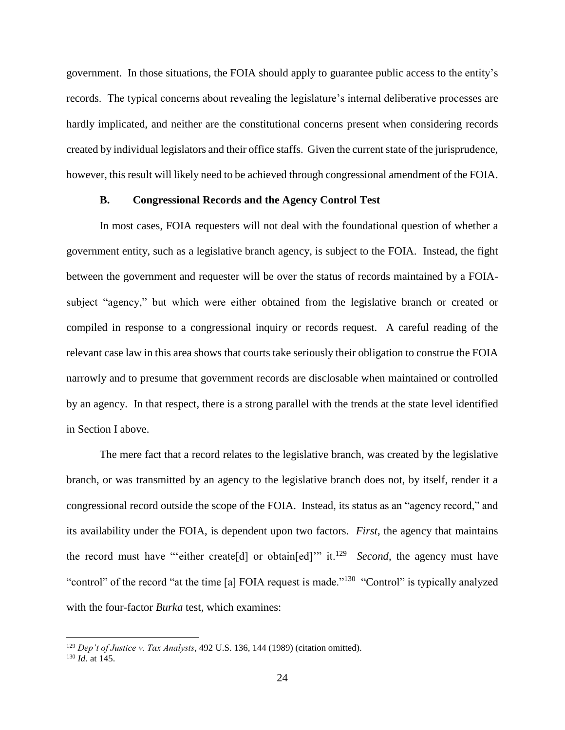government. In those situations, the FOIA should apply to guarantee public access to the entity's records. The typical concerns about revealing the legislature's internal deliberative processes are hardly implicated, and neither are the constitutional concerns present when considering records created by individual legislators and their office staffs. Given the current state of the jurisprudence, however, this result will likely need to be achieved through congressional amendment of the FOIA.

### B. Congressional Records and the Agency Control Test

In most cases, FOIA requesters will not deal with the foundational question of whether a government entity, such as a legislative branch agency, is subject to the FOIA. Instead, the fight between the government and requester will be over the status of records maintained by a FOIA-subject "agency," but which were either obtained from the legislative branch or created or compiled in response to a congressional inquiry or records request. A careful reading of the relevant case law in this area shows that courts take seriously their obligation to construe the FOIA narrowly and to presume that government records are disclosable when maintained or controlled by an agency. In that respect, there is a strong parallel with the trends at the state level identified in Section I above.

The mere fact that a record relates to the legislative branch, was created by the legislative branch, or was transmitted by an agency to the legislative branch does not, by itself, render it a congressional record outside the scope of the FOIA. Instead, its status as an "agency record," and its availability under the FOIA, is dependent upon two factors. *First*, the agency that maintains the record must have "'either create[d] or obtain[ed]'" it.[129] *Second*, the agency must have "control" of the record "at the time [a] FOIA request is made."[130] "Control" is typically analyzed with the four-factor *Burka* test, which examines:

---

[129] *Dep't of Justice v. Tax Analysts*, 492 U.S. 136, 144 (1989) (citation omitted).

[130] *Id.* at 145.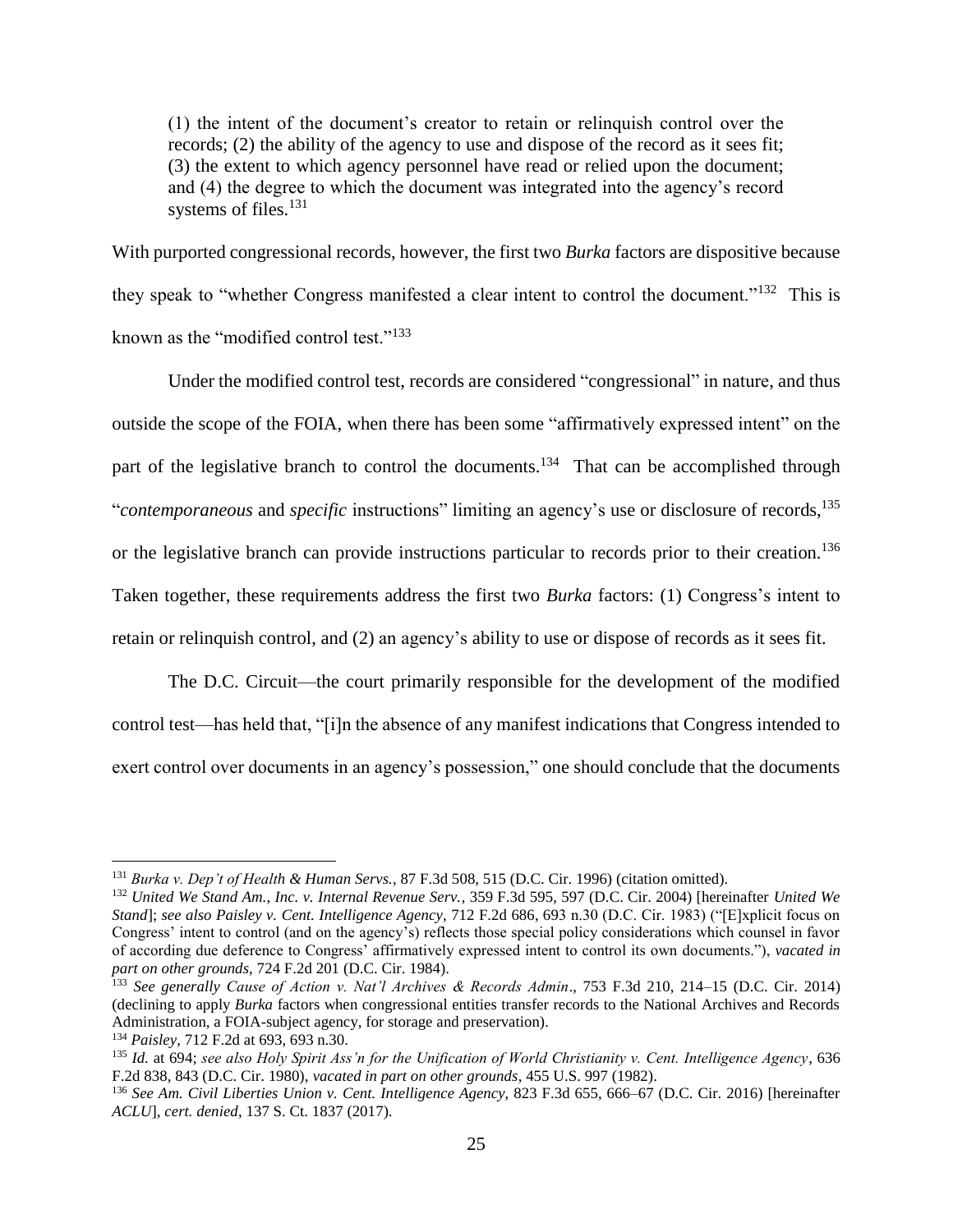> (1) the intent of the document's creator to retain or relinquish control over the records; (2) the ability of the agency to use and dispose of the record as it sees fit; (3) the extent to which agency personnel have read or relied upon the document; and (4) the degree to which the document was integrated into the agency's record systems of files.[131]

With purported congressional records, however, the first two *Burka* factors are dispositive because they speak to "whether Congress manifested a clear intent to control the document."[132] This is known as the "modified control test."[133]

Under the modified control test, records are considered "congressional" in nature, and thus outside the scope of the FOIA, when there has been some "affirmatively expressed intent" on the part of the legislative branch to control the documents.[134] That can be accomplished through "*contemporaneous* and *specific* instructions" limiting an agency's use or disclosure of records,[135] or the legislative branch can provide instructions particular to records prior to their creation.[136] Taken together, these requirements address the first two *Burka* factors: (1) Congress's intent to retain or relinquish control, and (2) an agency's ability to use or dispose of records as it sees fit.

The D.C. Circuit—the court primarily responsible for the development of the modified control test—has held that, "[i]n the absence of any manifest indications that Congress intended to exert control over documents in an agency's possession," one should conclude that the documents

---

[131] *Burka v. Dep't of Health & Human Servs.*, 87 F.3d 508, 515 (D.C. Cir. 1996) (citation omitted).

[132] *United We Stand Am., Inc. v. Internal Revenue Serv.*, 359 F.3d 595, 597 (D.C. Cir. 2004) [hereinafter *United We Stand*]; *see also Paisley v. Cent. Intelligence Agency*, 712 F.2d 686, 693 n.30 (D.C. Cir. 1983) ("[E]xplicit focus on Congress' intent to control (and on the agency's) reflects those special policy considerations which counsel in favor of according due deference to Congress' affirmatively expressed intent to control its own documents."), *vacated in part on other grounds*, 724 F.2d 201 (D.C. Cir. 1984).

[133] *See generally Cause of Action v. Nat'l Archives & Records Admin*., 753 F.3d 210, 214–15 (D.C. Cir. 2014) (declining to apply *Burka* factors when congressional entities transfer records to the National Archives and Records Administration, a FOIA-subject agency, for storage and preservation).

[134] *Paisley*, 712 F.2d at 693, 693 n.30.

[135] *Id.* at 694; *see also Holy Spirit Ass'n for the Unification of World Christianity v. Cent. Intelligence Agency*, 636 F.2d 838, 843 (D.C. Cir. 1980), *vacated in part on other grounds*, 455 U.S. 997 (1982).

[136] *See Am. Civil Liberties Union v. Cent. Intelligence Agency*, 823 F.3d 655, 666–67 (D.C. Cir. 2016) [hereinafter *ACLU*], *cert. denied*, 137 S. Ct. 1837 (2017).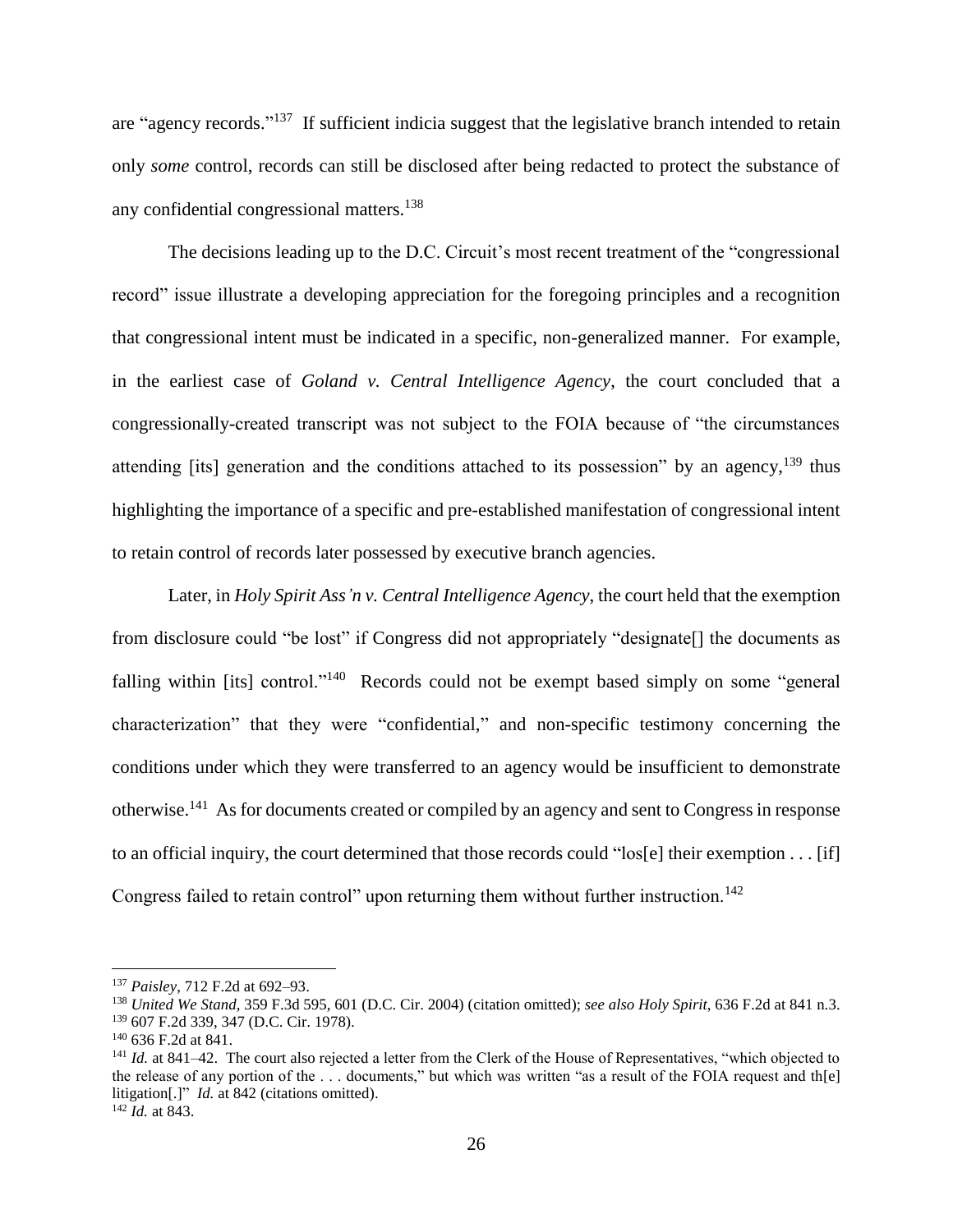are "agency records."[137] If sufficient indicia suggest that the legislative branch intended to retain only *some* control, records can still be disclosed after being redacted to protect the substance of any confidential congressional matters.[138]

The decisions leading up to the D.C. Circuit's most recent treatment of the "congressional record" issue illustrate a developing appreciation for the foregoing principles and a recognition that congressional intent must be indicated in a specific, non-generalized manner. For example, in the earliest case of *Goland v. Central Intelligence Agency*, the court concluded that a congressionally-created transcript was not subject to the FOIA because of "the circumstances attending [its] generation and the conditions attached to its possession" by an agency,[139] thus highlighting the importance of a specific and pre-established manifestation of congressional intent to retain control of records later possessed by executive branch agencies.

Later, in *Holy Spirit Ass'n v. Central Intelligence Agency*, the court held that the exemption from disclosure could "be lost" if Congress did not appropriately "designate[] the documents as falling within [its] control."[140] Records could not be exempt based simply on some "general characterization" that they were "confidential," and non-specific testimony concerning the conditions under which they were transferred to an agency would be insufficient to demonstrate otherwise.[141] As for documents created or compiled by an agency and sent to Congress in response to an official inquiry, the court determined that those records could "los[e] their exemption . . . [if] Congress failed to retain control" upon returning them without further instruction.[142]

---

[137] *Paisley*, 712 F.2d at 692–93.

[138] *United We Stand*, 359 F.3d 595, 601 (D.C. Cir. 2004) (citation omitted); *see also Holy Spirit*, 636 F.2d at 841 n.3.

[139] 607 F.2d 339, 347 (D.C. Cir. 1978).

[140] 636 F.2d at 841.

[141] *Id.* at 841–42. The court also rejected a letter from the Clerk of the House of Representatives, "which objected to the release of any portion of the . . . documents," but which was written "as a result of the FOIA request and th[e] litigation[.]" *Id.* at 842 (citations omitted).

[142] *Id.* at 843.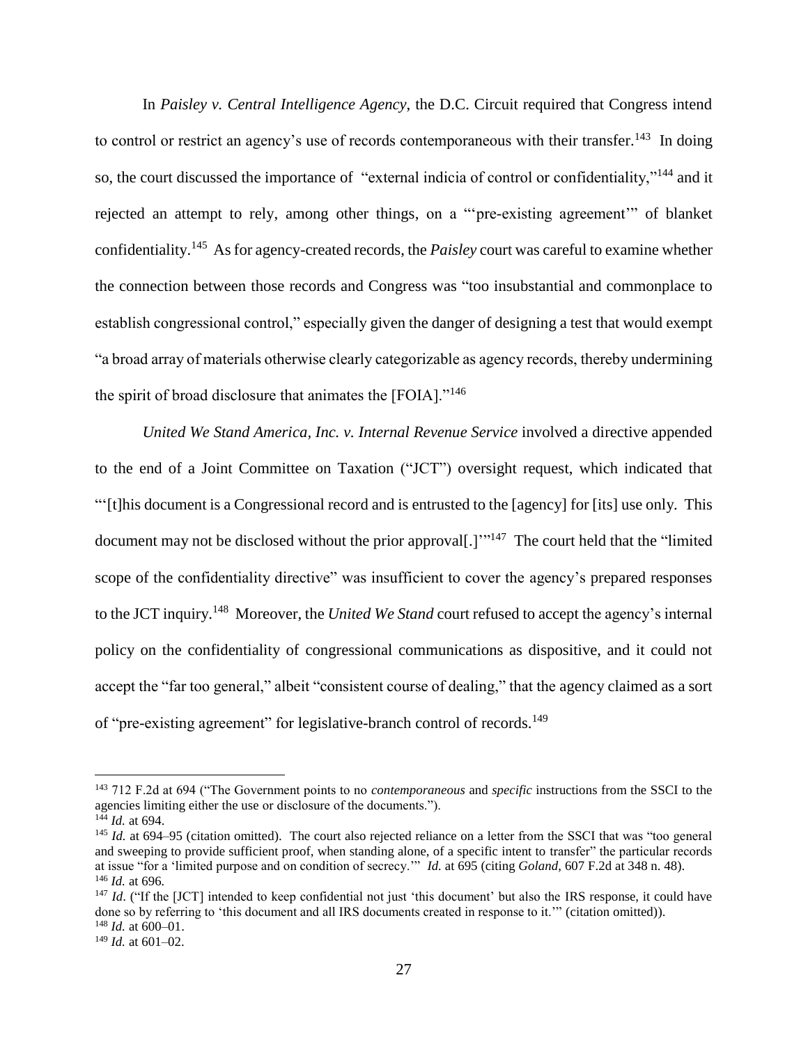In *Paisley v. Central Intelligence Agency*, the D.C. Circuit required that Congress intend to control or restrict an agency's use of records contemporaneous with their transfer.[143] In doing so, the court discussed the importance of "external indicia of control or confidentiality,"[144] and it rejected an attempt to rely, among other things, on a "'pre-existing agreement'" of blanket confidentiality.[145] As for agency-created records, the *Paisley* court was careful to examine whether the connection between those records and Congress was "too insubstantial and commonplace to establish congressional control," especially given the danger of designing a test that would exempt "a broad array of materials otherwise clearly categorizable as agency records, thereby undermining the spirit of broad disclosure that animates the [FOIA]."[146]

*United We Stand America, Inc. v. Internal Revenue Service* involved a directive appended to the end of a Joint Committee on Taxation ("JCT") oversight request, which indicated that "'[t]his document is a Congressional record and is entrusted to the [agency] for [its] use only. This document may not be disclosed without the prior approval[.]'"[147] The court held that the "limited scope of the confidentiality directive" was insufficient to cover the agency's prepared responses to the JCT inquiry.[148] Moreover, the *United We Stand* court refused to accept the agency's internal policy on the confidentiality of congressional communications as dispositive, and it could not accept the "far too general," albeit "consistent course of dealing," that the agency claimed as a sort of "pre-existing agreement" for legislative-branch control of records.[149]

---

[143] 712 F.2d at 694 ("The Government points to no *contemporaneous* and *specific* instructions from the SSCI to the agencies limiting either the use or disclosure of the documents.").

[144] *Id.* at 694.

[145] *Id.* at 694–95 (citation omitted). The court also rejected reliance on a letter from the SSCI that was "too general and sweeping to provide sufficient proof, when standing alone, of a specific intent to transfer" the particular records at issue "for a 'limited purpose and on condition of secrecy.'" *Id.* at 695 (citing *Goland*, 607 F.2d at 348 n. 48).

[146] *Id.* at 696.

[147] *Id*. ("If the [JCT] intended to keep confidential not just 'this document' but also the IRS response, it could have done so by referring to 'this document and all IRS documents created in response to it.'" (citation omitted)).

[148] *Id.* at 600–01.

[149] *Id.* at 601–02.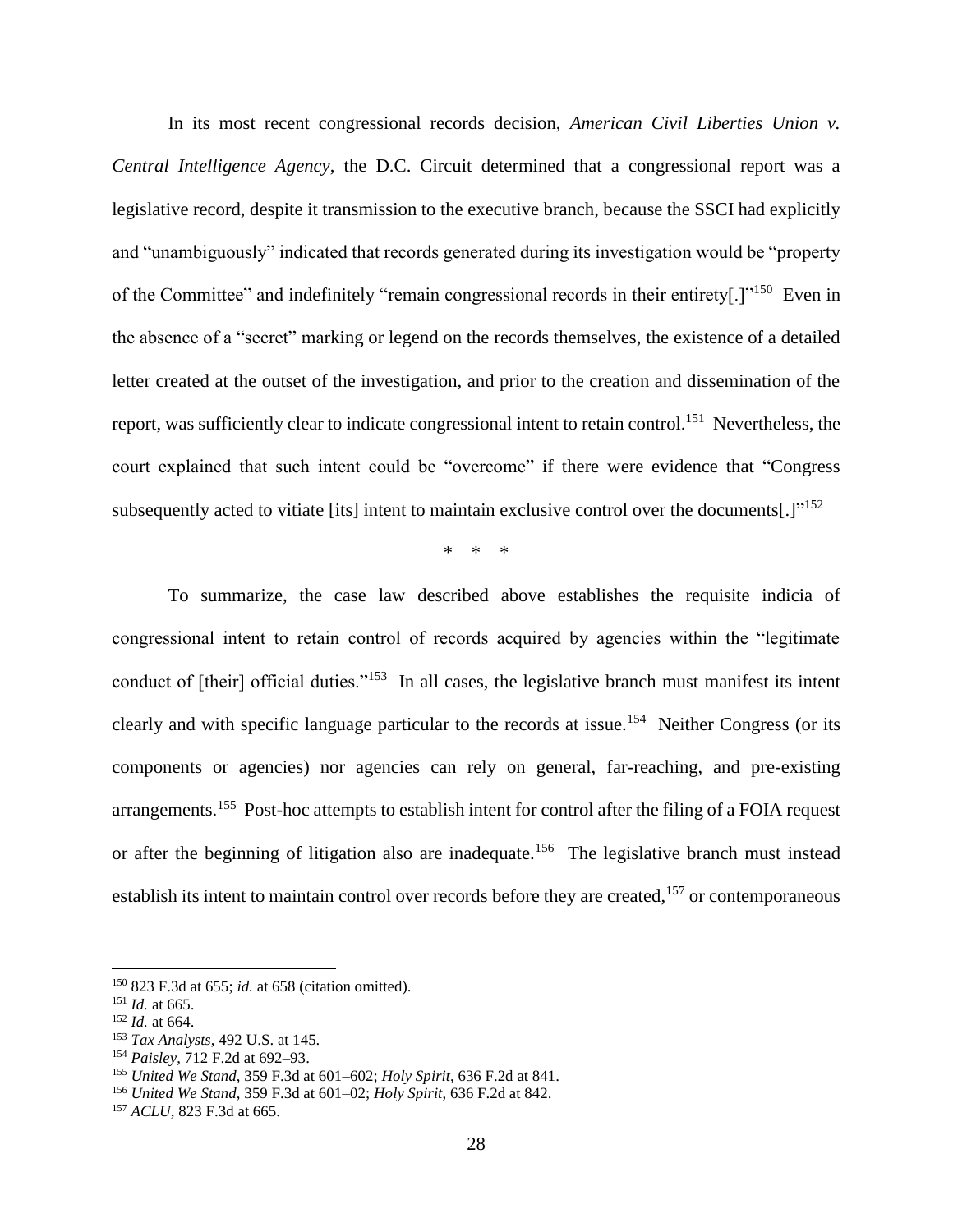In its most recent congressional records decision, *American Civil Liberties Union v. Central Intelligence Agency*, the D.C. Circuit determined that a congressional report was a legislative record, despite it transmission to the executive branch, because the SSCI had explicitly and "unambiguously" indicated that records generated during its investigation would be "property of the Committee" and indefinitely "remain congressional records in their entirety[.]"[150] Even in the absence of a "secret" marking or legend on the records themselves, the existence of a detailed letter created at the outset of the investigation, and prior to the creation and dissemination of the report, was sufficiently clear to indicate congressional intent to retain control.[151] Nevertheless, the court explained that such intent could be "overcome" if there were evidence that "Congress subsequently acted to vitiate [its] intent to maintain exclusive control over the documents[.]"[152]

\* \* \*

To summarize, the case law described above establishes the requisite indicia of congressional intent to retain control of records acquired by agencies within the "legitimate conduct of [their] official duties."[153] In all cases, the legislative branch must manifest its intent clearly and with specific language particular to the records at issue.[154] Neither Congress (or its components or agencies) nor agencies can rely on general, far-reaching, and pre-existing arrangements.[155] Post-hoc attempts to establish intent for control after the filing of a FOIA request or after the beginning of litigation also are inadequate.[156] The legislative branch must instead establish its intent to maintain control over records before they are created,[157] or contemporaneous

---

[150] 823 F.3d at 655; *id.* at 658 (citation omitted).
[151] *Id.* at 665.
[152] *Id.* at 664.
[153] *Tax Analysts*, 492 U.S. at 145.
[154] *Paisley*, 712 F.2d at 692–93.
[155] *United We Stand*, 359 F.3d at 601–602; *Holy Spirit*, 636 F.2d at 841.
[156] *United We Stand*, 359 F.3d at 601–02; *Holy Spirit*, 636 F.2d at 842.
[157] *ACLU*, 823 F.3d at 665.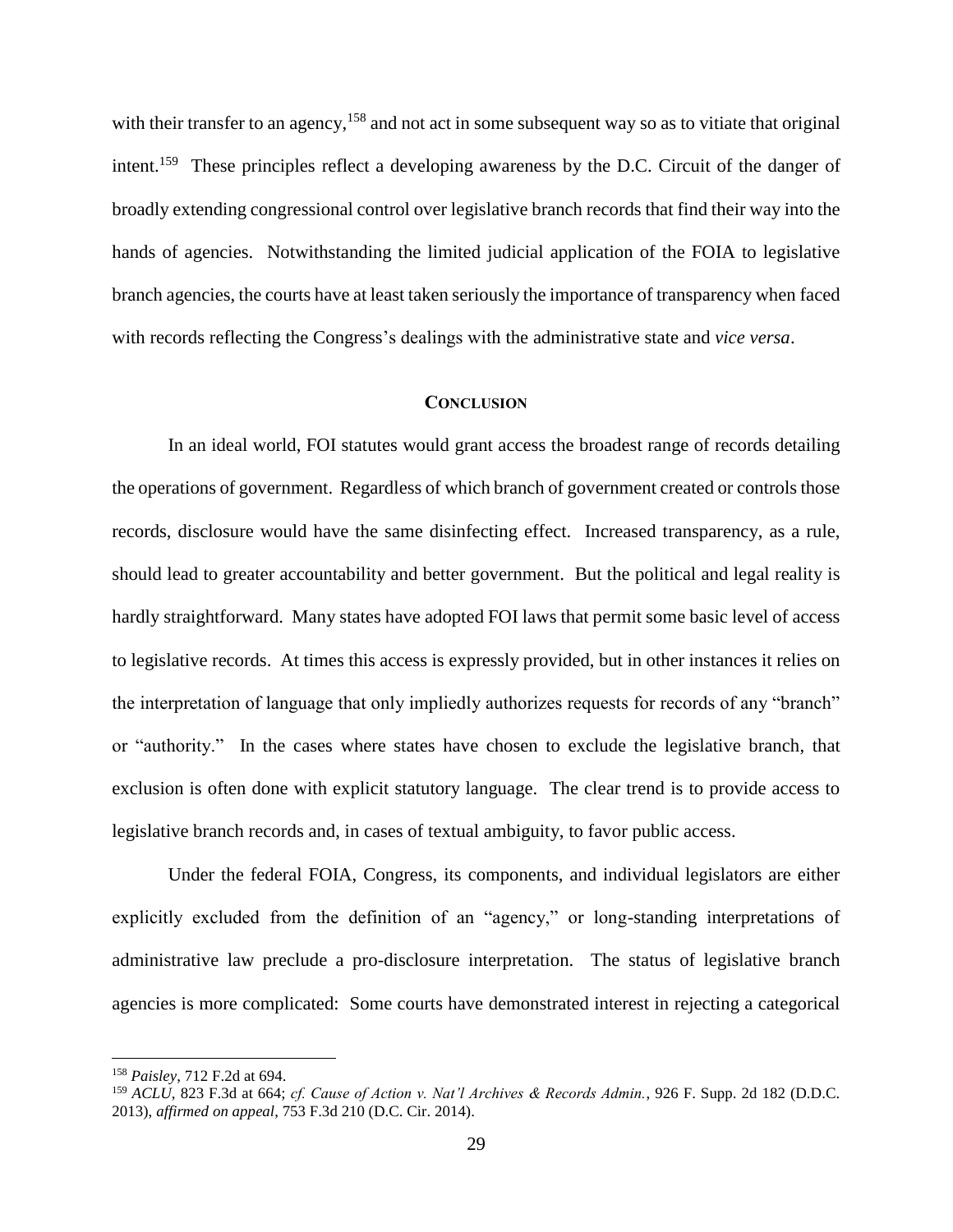with their transfer to an agency,[158] and not act in some subsequent way so as to vitiate that original intent.[159] These principles reflect a developing awareness by the D.C. Circuit of the danger of broadly extending congressional control over legislative branch records that find their way into the hands of agencies. Notwithstanding the limited judicial application of the FOIA to legislative branch agencies, the courts have at least taken seriously the importance of transparency when faced with records reflecting the Congress's dealings with the administrative state and *vice versa*.

## CONCLUSION

In an ideal world, FOI statutes would grant access the broadest range of records detailing the operations of government. Regardless of which branch of government created or controls those records, disclosure would have the same disinfecting effect. Increased transparency, as a rule, should lead to greater accountability and better government. But the political and legal reality is hardly straightforward. Many states have adopted FOI laws that permit some basic level of access to legislative records. At times this access is expressly provided, but in other instances it relies on the interpretation of language that only impliedly authorizes requests for records of any "branch" or "authority." In the cases where states have chosen to exclude the legislative branch, that exclusion is often done with explicit statutory language. The clear trend is to provide access to legislative branch records and, in cases of textual ambiguity, to favor public access.

Under the federal FOIA, Congress, its components, and individual legislators are either explicitly excluded from the definition of an "agency," or long-standing interpretations of administrative law preclude a pro-disclosure interpretation. The status of legislative branch agencies is more complicated: Some courts have demonstrated interest in rejecting a categorical

---

[158] *Paisley*, 712 F.2d at 694.

[159] *ACLU*, 823 F.3d at 664; *cf. Cause of Action v. Nat'l Archives & Records Admin.*, 926 F. Supp. 2d 182 (D.D.C. 2013), *affirmed on appeal*, 753 F.3d 210 (D.C. Cir. 2014).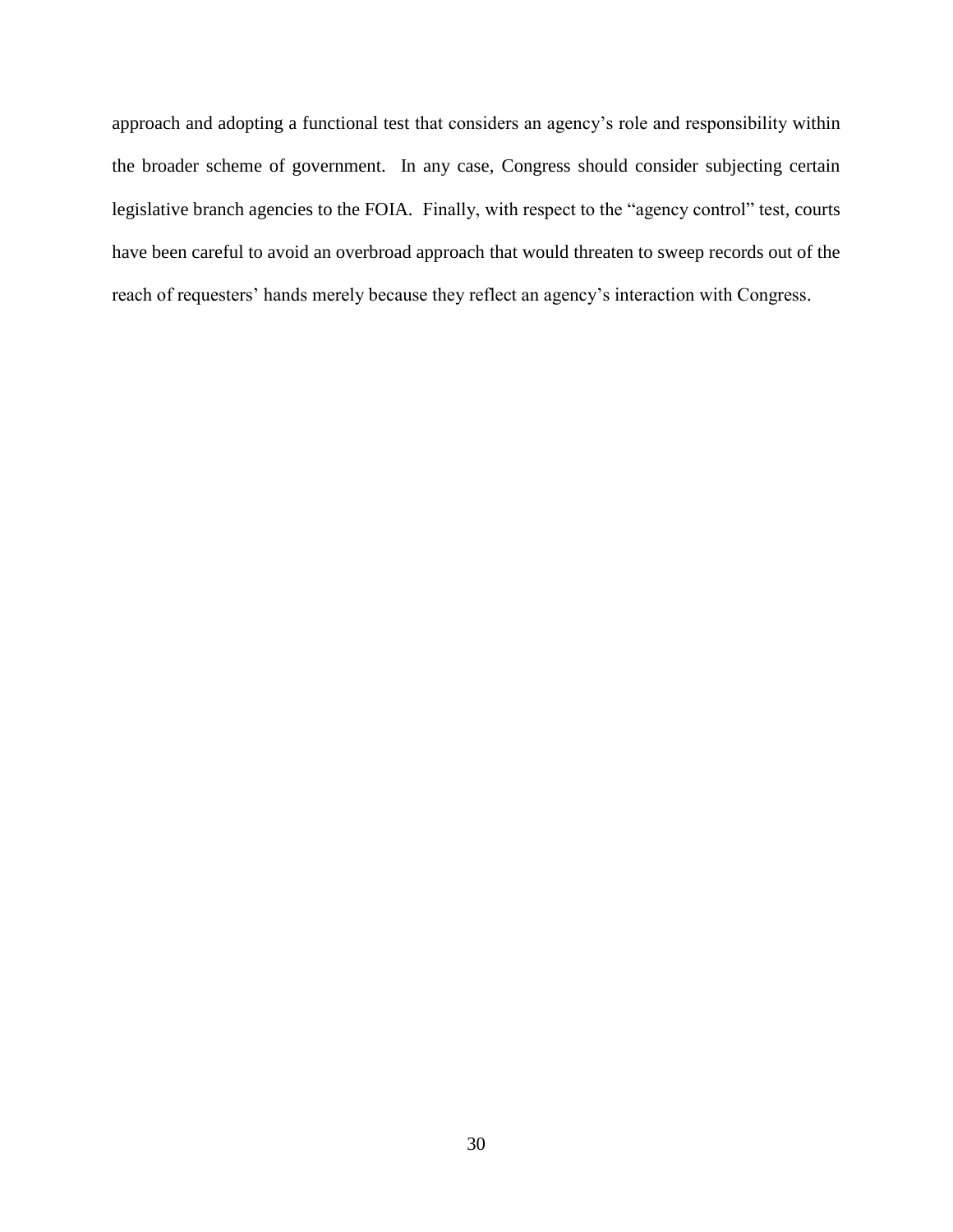approach and adopting a functional test that considers an agency's role and responsibility within the broader scheme of government. In any case, Congress should consider subjecting certain legislative branch agencies to the FOIA. Finally, with respect to the "agency control" test, courts have been careful to avoid an overbroad approach that would threaten to sweep records out of the reach of requesters' hands merely because they reflect an agency's interaction with Congress.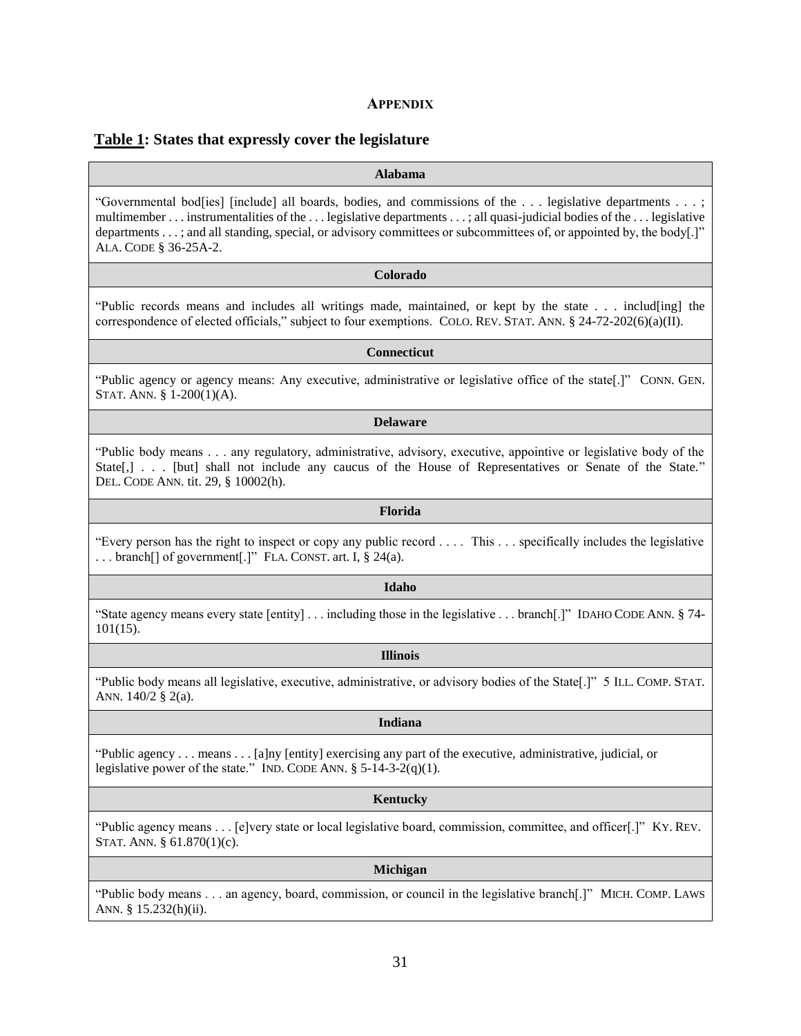## APPENDIX

### Table 1: States that expressly cover the legislature

| Alabama |
|---|
| "Governmental bod[ies] [include] all boards, bodies, and commissions of the . . . legislative departments . . . ; multimember . . . instrumentalities of the . . . legislative departments . . . ; all quasi-judicial bodies of the . . . legislative departments . . . ; and all standing, special, or advisory committees or subcommittees of, or appointed by, the body[.]" ALA. CODE § 36-25A-2. |
| **Colorado** |
| "Public records means and includes all writings made, maintained, or kept by the state . . . includ[ing] the correspondence of elected officials," subject to four exemptions. COLO. REV. STAT. ANN. § 24-72-202(6)(a)(II). |
| **Connecticut** |
| "Public agency or agency means: Any executive, administrative or legislative office of the state[.]" CONN. GEN. STAT. ANN. § 1-200(1)(A). |
| **Delaware** |
| "Public body means . . . any regulatory, administrative, advisory, executive, appointive or legislative body of the State[,] . . . [but] shall not include any caucus of the House of Representatives or Senate of the State." DEL. CODE ANN. tit. 29, § 10002(h). |
| **Florida** |
| "Every person has the right to inspect or copy any public record . . . . This . . . specifically includes the legislative . . . branch[] of government[.]" FLA. CONST. art. I, § 24(a). |
| **Idaho** |
| "State agency means every state [entity] . . . including those in the legislative . . . branch[.]" IDAHO CODE ANN. § 74-101(15). |
| **Illinois** |
| "Public body means all legislative, executive, administrative, or advisory bodies of the State[.]" 5 ILL. COMP. STAT. ANN. 140/2 § 2(a). |
| **Indiana** |
| "Public agency . . . means . . . [a]ny [entity] exercising any part of the executive, administrative, judicial, or legislative power of the state." IND. CODE ANN. § 5-14-3-2(q)(1). |
| **Kentucky** |
| "Public agency means . . . [e]very state or local legislative board, commission, committee, and officer[.]" KY. REV. STAT. ANN. § 61.870(1)(c). |
| **Michigan** |
| "Public body means . . . an agency, board, commission, or council in the legislative branch[.]" MICH. COMP. LAWS ANN. § 15.232(h)(ii). |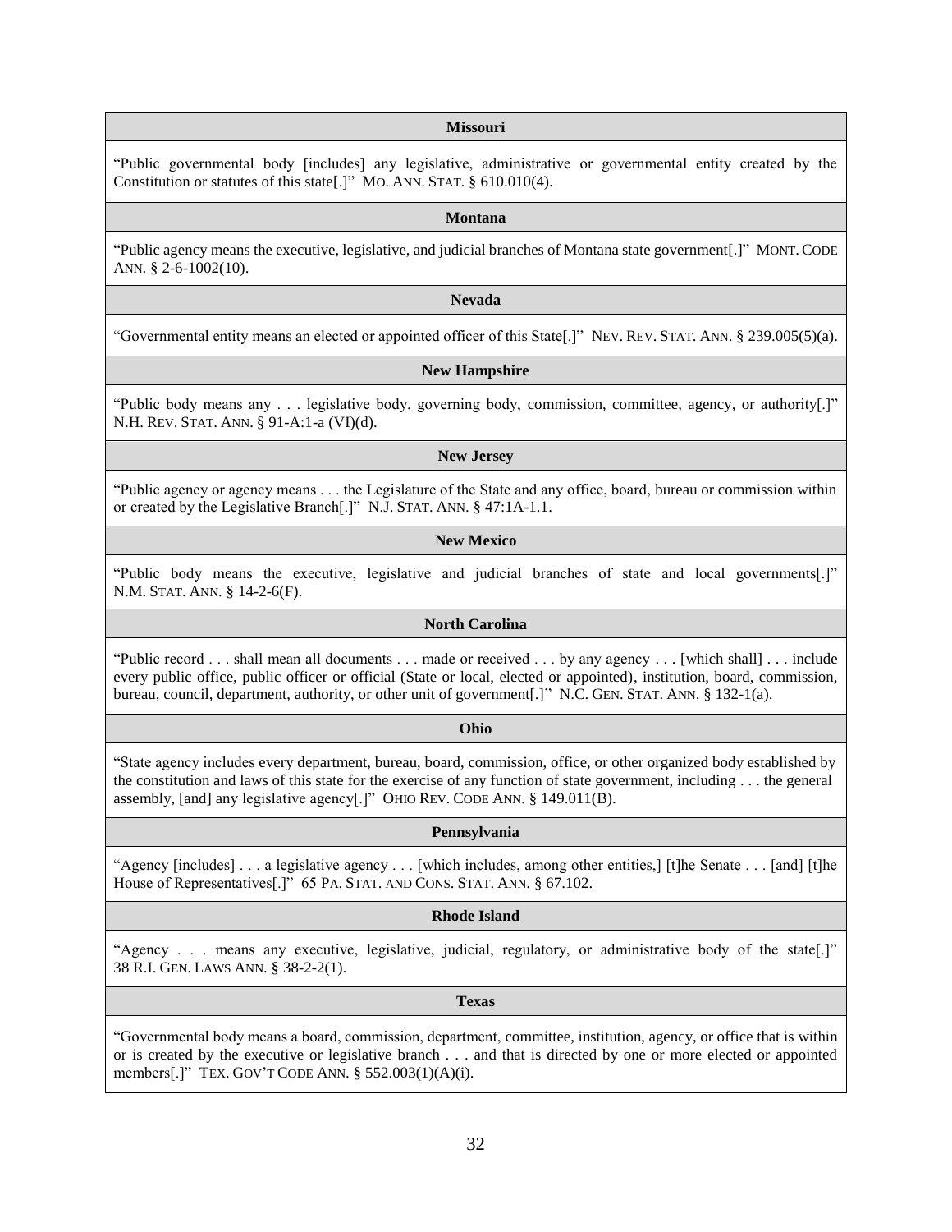| Missouri |
|---|
| "Public governmental body [includes] any legislative, administrative or governmental entity created by the Constitution or statutes of this state[.]" MO. ANN. STAT. § 610.010(4). |
| **Montana** |
| "Public agency means the executive, legislative, and judicial branches of Montana state government[.]" MONT. CODE ANN. § 2-6-1002(10). |
| **Nevada** |
| "Governmental entity means an elected or appointed officer of this State[.]" NEV. REV. STAT. ANN. § 239.005(5)(a). |
| **New Hampshire** |
| "Public body means any . . . legislative body, governing body, commission, committee, agency, or authority[.]" N.H. REV. STAT. ANN. § 91-A:1-a (VI)(d). |
| **New Jersey** |
| "Public agency or agency means . . . the Legislature of the State and any office, board, bureau or commission within or created by the Legislative Branch[.]" N.J. STAT. ANN. § 47:1A-1.1. |
| **New Mexico** |
| "Public body means the executive, legislative and judicial branches of state and local governments[.]" N.M. STAT. ANN. § 14-2-6(F). |
| **North Carolina** |
| "Public record . . . shall mean all documents . . . made or received . . . by any agency . . . [which shall] . . . include every public office, public officer or official (State or local, elected or appointed), institution, board, commission, bureau, council, department, authority, or other unit of government[.]" N.C. GEN. STAT. ANN. § 132-1(a). |
| **Ohio** |
| "State agency includes every department, bureau, board, commission, office, or other organized body established by the constitution and laws of this state for the exercise of any function of state government, including . . . the general assembly, [and] any legislative agency[.]" OHIO REV. CODE ANN. § 149.011(B). |
| **Pennsylvania** |
| "Agency [includes] . . . a legislative agency . . . [which includes, among other entities,] [t]he Senate . . . [and] [t]he House of Representatives[.]" 65 PA. STAT. AND CONS. STAT. ANN. § 67.102. |
| **Rhode Island** |
| "Agency . . . means any executive, legislative, judicial, regulatory, or administrative body of the state[.]" 38 R.I. GEN. LAWS ANN. § 38-2-2(1). |
| **Texas** |
| "Governmental body means a board, commission, department, committee, institution, agency, or office that is within or is created by the executive or legislative branch . . . and that is directed by one or more elected or appointed members[.]" TEX. GOV'T CODE ANN. § 552.003(1)(A)(i). |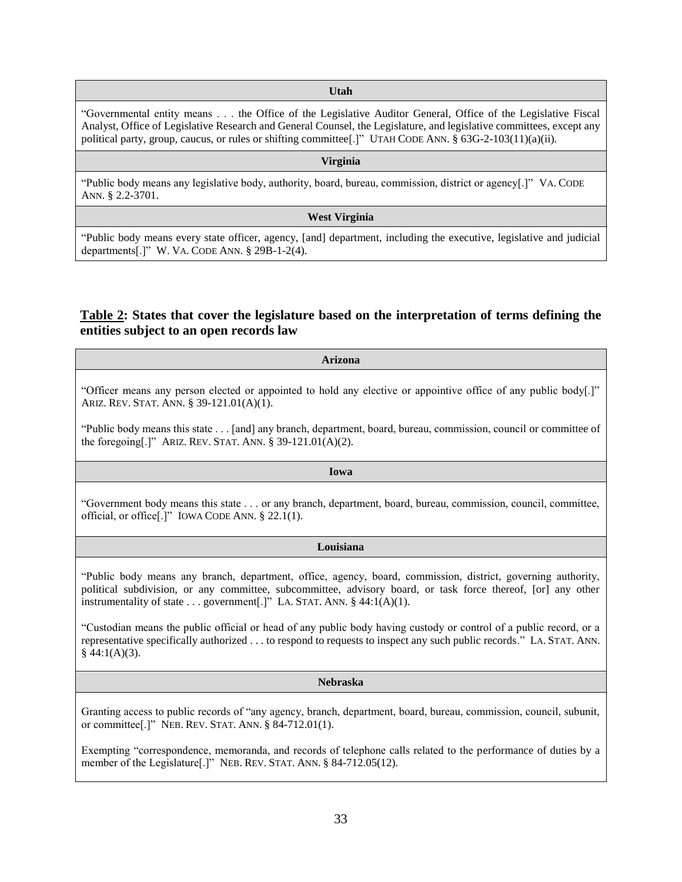| Utah |
| --- |
| "Governmental entity means . . . the Office of the Legislative Auditor General, Office of the Legislative Fiscal Analyst, Office of Legislative Research and General Counsel, the Legislature, and legislative committees, except any political party, group, caucus, or rules or shifting committee[.]" UTAH CODE ANN. § 63G-2-103(11)(a)(ii). |
| **Virginia** |
| "Public body means any legislative body, authority, board, bureau, commission, district or agency[.]" VA. CODE ANN. § 2.2-3701. |
| **West Virginia** |
| "Public body means every state officer, agency, [and] department, including the executive, legislative and judicial departments[.]" W. VA. CODE ANN. § 29B-1-2(4). |

## Table 2: States that cover the legislature based on the interpretation of terms defining the entities subject to an open records law

| Arizona |
| --- |
| "Officer means any person elected or appointed to hold any elective or appointive office of any public body[.]" ARIZ. REV. STAT. ANN. § 39-121.01(A)(1).<br><br>"Public body means this state . . . [and] any branch, department, board, bureau, commission, council or committee of the foregoing[.]" ARIZ. REV. STAT. ANN. § 39-121.01(A)(2). |
| **Iowa** |
| "Government body means this state . . . or any branch, department, board, bureau, commission, council, committee, official, or office[.]" IOWA CODE ANN. § 22.1(1). |
| **Louisiana** |
| "Public body means any branch, department, office, agency, board, commission, district, governing authority, political subdivision, or any committee, subcommittee, advisory board, or task force thereof, [or] any other instrumentality of state . . . government[.]" LA. STAT. ANN. § 44:1(A)(1).<br><br>"Custodian means the public official or head of any public body having custody or control of a public record, or a representative specifically authorized . . . to respond to requests to inspect any such public records." LA. STAT. ANN. § 44:1(A)(3). |
| **Nebraska** |
| Granting access to public records of "any agency, branch, department, board, bureau, commission, council, subunit, or committee[.]" NEB. REV. STAT. ANN. § 84-712.01(1).<br><br>Exempting "correspondence, memoranda, and records of telephone calls related to the performance of duties by a member of the Legislature[.]" NEB. REV. STAT. ANN. § 84-712.05(12). |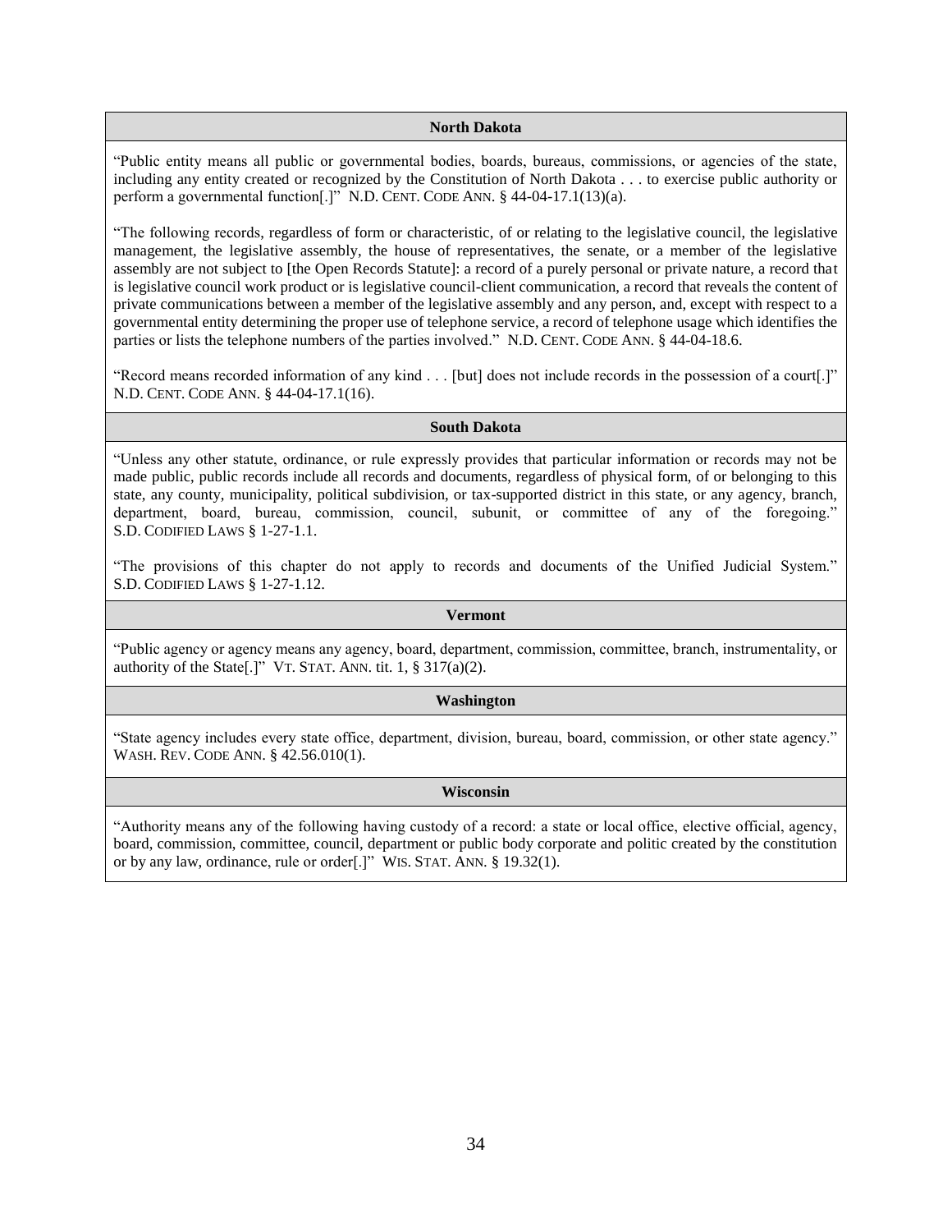| North Dakota |
|---|
| "Public entity means all public or governmental bodies, boards, bureaus, commissions, or agencies of the state, including any entity created or recognized by the Constitution of North Dakota . . . to exercise public authority or perform a governmental function[.]" N.D. CENT. CODE ANN. § 44-04-17.1(13)(a).<br><br>"The following records, regardless of form or characteristic, of or relating to the legislative council, the legislative management, the legislative assembly, the house of representatives, the senate, or a member of the legislative assembly are not subject to [the Open Records Statute]: a record of a purely personal or private nature, a record that is legislative council work product or is legislative council-client communication, a record that reveals the content of private communications between a member of the legislative assembly and any person, and, except with respect to a governmental entity determining the proper use of telephone service, a record of telephone usage which identifies the parties or lists the telephone numbers of the parties involved." N.D. CENT. CODE ANN. § 44-04-18.6.<br><br>"Record means recorded information of any kind . . . [but] does not include records in the possession of a court[.]" N.D. CENT. CODE ANN. § 44-04-17.1(16). |
| **South Dakota** |
| "Unless any other statute, ordinance, or rule expressly provides that particular information or records may not be made public, public records include all records and documents, regardless of physical form, of or belonging to this state, any county, municipality, political subdivision, or tax-supported district in this state, or any agency, branch, department, board, bureau, commission, council, subunit, or committee of any of the foregoing." S.D. CODIFIED LAWS § 1-27-1.1.<br><br>"The provisions of this chapter do not apply to records and documents of the Unified Judicial System." S.D. CODIFIED LAWS § 1-27-1.12. |
| **Vermont** |
| "Public agency or agency means any agency, board, department, commission, committee, branch, instrumentality, or authority of the State[.]" VT. STAT. ANN. tit. 1, § 317(a)(2). |
| **Washington** |
| "State agency includes every state office, department, division, bureau, board, commission, or other state agency." WASH. REV. CODE ANN. § 42.56.010(1). |
| **Wisconsin** |
| "Authority means any of the following having custody of a record: a state or local office, elective official, agency, board, commission, committee, council, department or public body corporate and politic created by the constitution or by any law, ordinance, rule or order[.]" WIS. STAT. ANN. § 19.32(1). |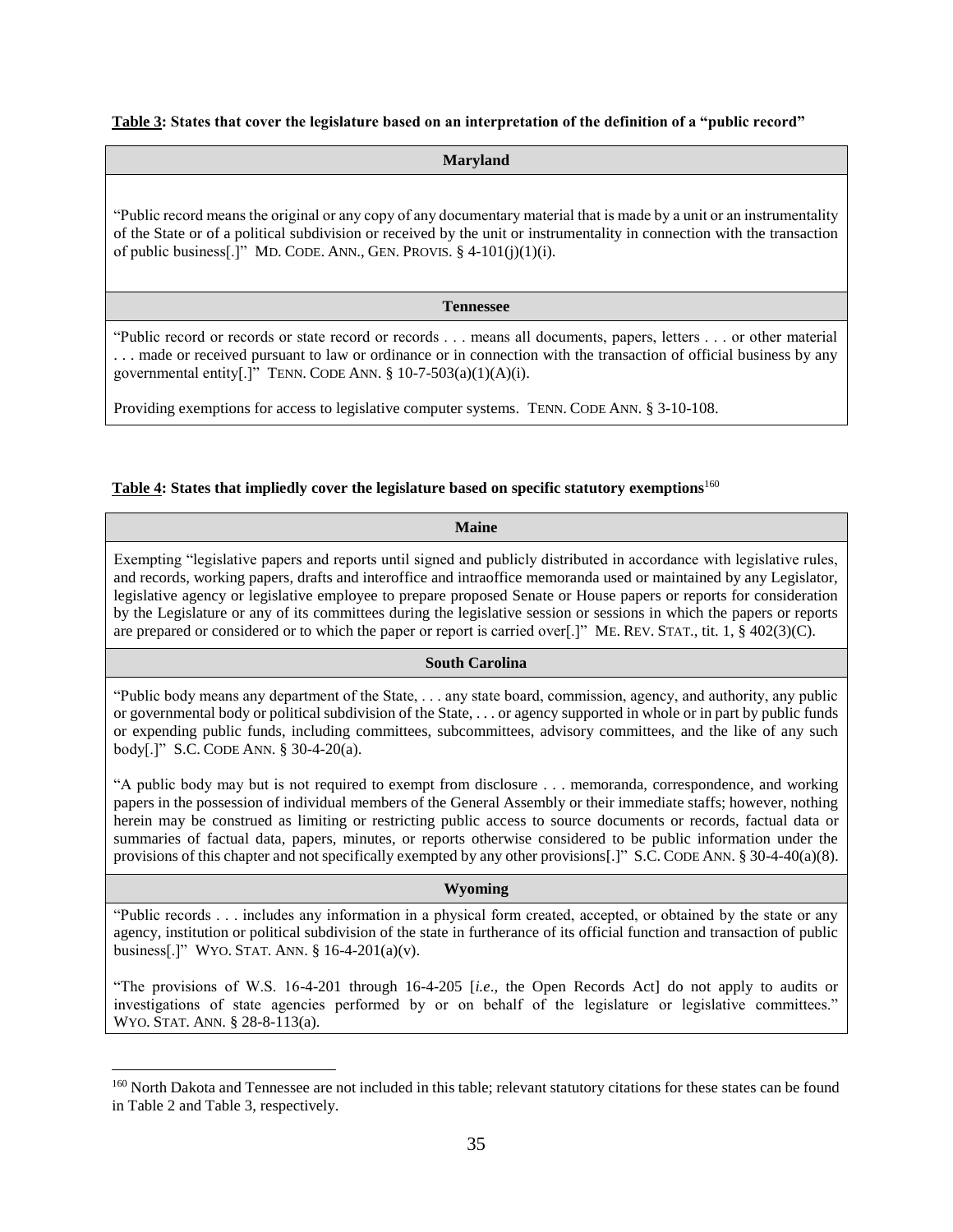**<u>Table 3</u>: States that cover the legislature based on an interpretation of the definition of a "public record"**

| **Maryland** |
|---|
| "Public record means the original or any copy of any documentary material that is made by a unit or an instrumentality of the State or of a political subdivision or received by the unit or instrumentality in connection with the transaction of public business[.]" MD. CODE. ANN., GEN. PROVIS. § 4-101(j)(1)(i). |
| **Tennessee** |
| "Public record or records or state record or records . . . means all documents, papers, letters . . . or other material . . . made or received pursuant to law or ordinance or in connection with the transaction of official business by any governmental entity[.]" TENN. CODE ANN. § 10-7-503(a)(1)(A)(i).<br><br>Providing exemptions for access to legislative computer systems. TENN. CODE ANN. § 3-10-108. |

**<u>Table 4</u>: States that impliedly cover the legislature based on specific statutory exemptions**[160]

| **Maine** |
|---|
| Exempting "legislative papers and reports until signed and publicly distributed in accordance with legislative rules, and records, working papers, drafts and interoffice and intraoffice memoranda used or maintained by any Legislator, legislative agency or legislative employee to prepare proposed Senate or House papers or reports for consideration by the Legislature or any of its committees during the legislative session or sessions in which the papers or reports are prepared or considered or to which the paper or report is carried over[.]" ME. REV. STAT., tit. 1, § 402(3)(C). |
| **South Carolina** |
| "Public body means any department of the State, . . . any state board, commission, agency, and authority, any public or governmental body or political subdivision of the State, . . . or agency supported in whole or in part by public funds or expending public funds, including committees, subcommittees, advisory committees, and the like of any such body[.]" S.C. CODE ANN. § 30-4-20(a).<br><br>"A public body may but is not required to exempt from disclosure . . . memoranda, correspondence, and working papers in the possession of individual members of the General Assembly or their immediate staffs; however, nothing herein may be construed as limiting or restricting public access to source documents or records, factual data or summaries of factual data, papers, minutes, or reports otherwise considered to be public information under the provisions of this chapter and not specifically exempted by any other provisions[.]" S.C. CODE ANN. § 30-4-40(a)(8). |
| **Wyoming** |
| "Public records . . . includes any information in a physical form created, accepted, or obtained by the state or any agency, institution or political subdivision of the state in furtherance of its official function and transaction of public business[.]" WYO. STAT. ANN. § 16-4-201(a)(v).<br><br>"The provisions of W.S. 16-4-201 through 16-4-205 [*i.e*., the Open Records Act] do not apply to audits or investigations of state agencies performed by or on behalf of the legislature or legislative committees." WYO. STAT. ANN. § 28-8-113(a). |

[160] North Dakota and Tennessee are not included in this table; relevant statutory citations for these states can be found in Table 2 and Table 3, respectively.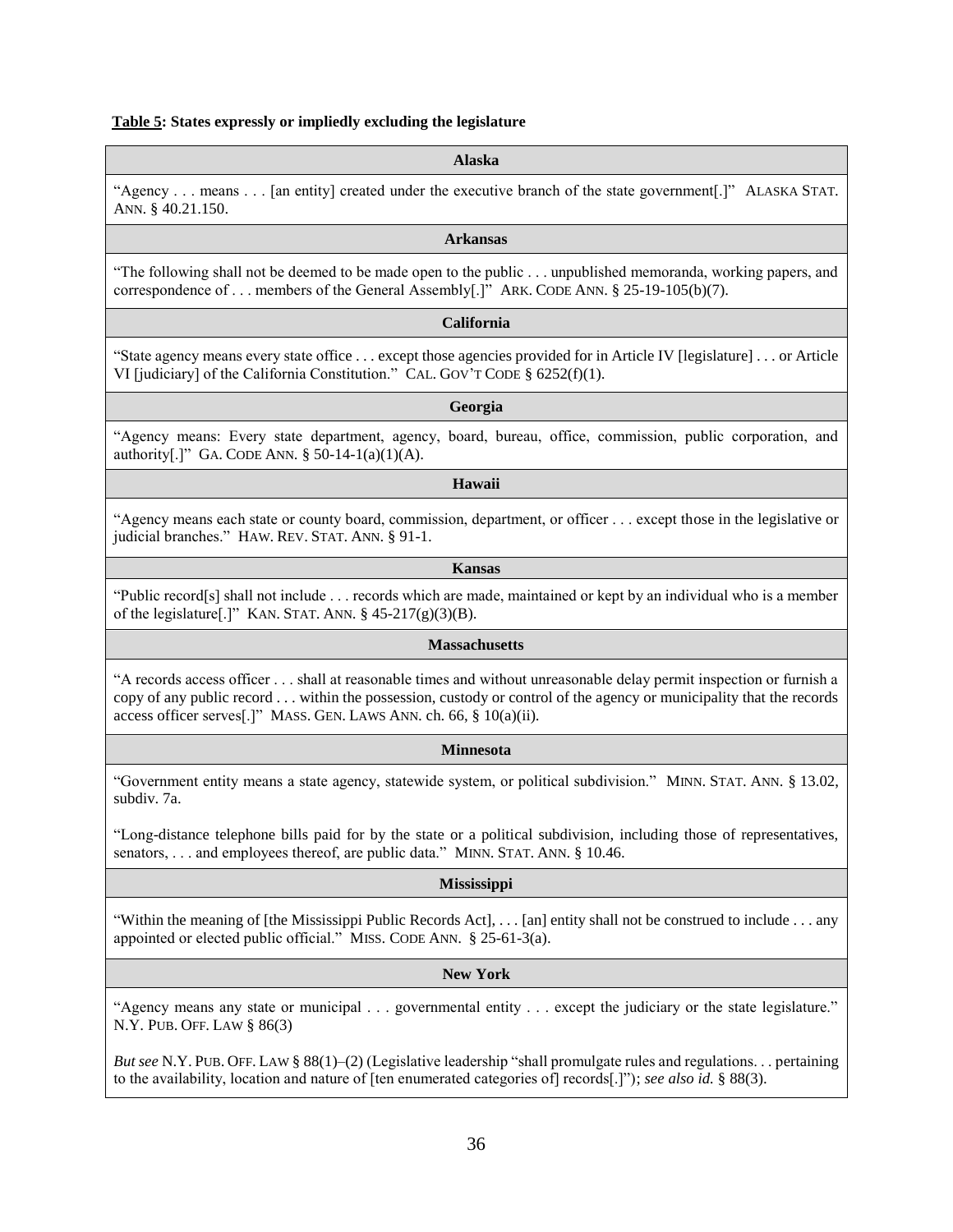**Table 5: States expressly or impliedly excluding the legislature**

| **Alaska** |
|---|
| "Agency . . . means . . . [an entity] created under the executive branch of the state government[.]" ALASKA STAT. ANN. § 40.21.150. |
| **Arkansas** |
| "The following shall not be deemed to be made open to the public . . . unpublished memoranda, working papers, and correspondence of . . . members of the General Assembly[.]" ARK. CODE ANN. § 25-19-105(b)(7). |
| **California** |
| "State agency means every state office . . . except those agencies provided for in Article IV [legislature] . . . or Article VI [judiciary] of the California Constitution." CAL. GOV'T CODE § 6252(f)(1). |
| **Georgia** |
| "Agency means: Every state department, agency, board, bureau, office, commission, public corporation, and authority[.]" GA. CODE ANN. § 50-14-1(a)(1)(A). |
| **Hawaii** |
| "Agency means each state or county board, commission, department, or officer . . . except those in the legislative or judicial branches." HAW. REV. STAT. ANN. § 91-1. |
| **Kansas** |
| "Public record[s] shall not include . . . records which are made, maintained or kept by an individual who is a member of the legislature[.]" KAN. STAT. ANN. § 45-217(g)(3)(B). |
| **Massachusetts** |
| "A records access officer . . . shall at reasonable times and without unreasonable delay permit inspection or furnish a copy of any public record . . . within the possession, custody or control of the agency or municipality that the records access officer serves[.]" MASS. GEN. LAWS ANN. ch. 66, § 10(a)(ii). |
| **Minnesota** |
| "Government entity means a state agency, statewide system, or political subdivision." MINN. STAT. ANN. § 13.02, subdiv. 7a.<br><br>"Long-distance telephone bills paid for by the state or a political subdivision, including those of representatives, senators, . . . and employees thereof, are public data." MINN. STAT. ANN. § 10.46. |
| **Mississippi** |
| "Within the meaning of [the Mississippi Public Records Act], . . . [an] entity shall not be construed to include . . . any appointed or elected public official." MISS. CODE ANN. § 25-61-3(a). |
| **New York** |
| "Agency means any state or municipal . . . governmental entity . . . except the judiciary or the state legislature." N.Y. PUB. OFF. LAW § 86(3)<br><br>*But see* N.Y. PUB. OFF. LAW § 88(1)–(2) (Legislative leadership "shall promulgate rules and regulations. . . pertaining to the availability, location and nature of [ten enumerated categories of] records[.]"); *see also id.* § 88(3). |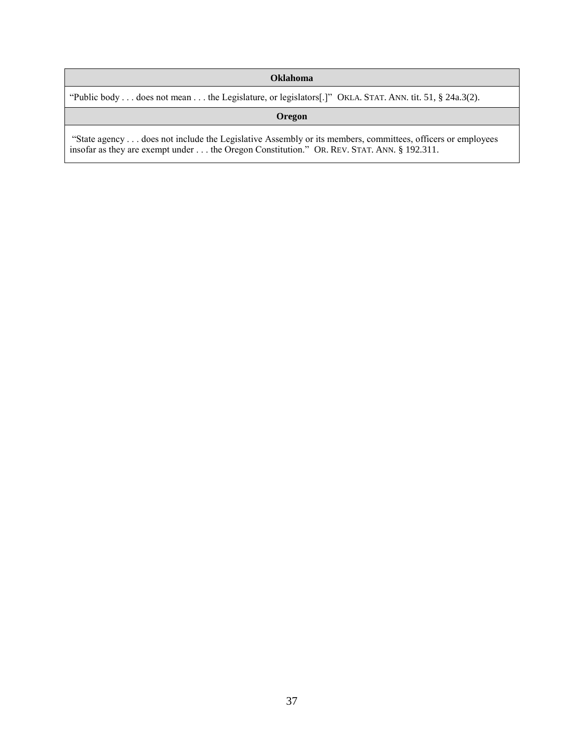| Oklahoma |
| --- |
| "Public body . . . does not mean . . . the Legislature, or legislators[.]" OKLA. STAT. ANN. tit. 51, § 24a.3(2). |
| **Oregon** |
| "State agency . . . does not include the Legislative Assembly or its members, committees, officers or employees insofar as they are exempt under . . . the Oregon Constitution." OR. REV. STAT. ANN. § 192.311. |